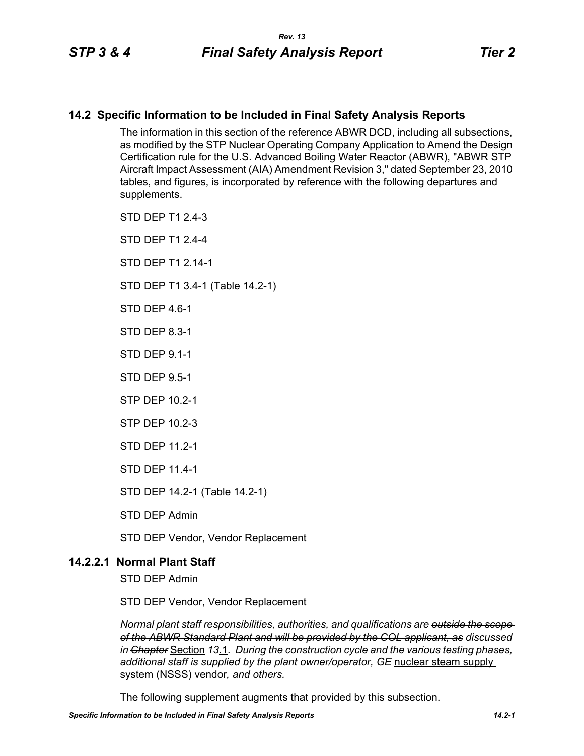## 14.2 Specific Information to be Included in Final Safety Analysis Reports

The information in this section of the reference ABWR DCD, including all subsections, as modified by the STP Nuclear Operating Company Application to Amend the Design Certification rule for the U.S. Advanced Boiling Water Reactor (ABWR), "ABWR STP Aircraft Impact Assessment (AIA) Amendment Revision 3," dated September 23, 2010 tables, and figures, is incorporated by reference with the following departures and supplements.

STD DEP T1 2.4-3

STD DEP T1 2.4-4

STD DEP T1 2.14-1

STD DEP T1 3.4-1 (Table 14.2-1)

STD DEP 4.6-1

STD DEP 8.3-1

STD DEP 9.1-1

STD DEP 9.5-1

STP DEP 10.2-1

STP DEP 10.2-3

STD DEP 11.2-1

STD DEP 11.4-1

STD DEP 14.2-1 (Table 14.2-1)

STD DEP Admin

STD DEP Vendor, Vendor Replacement

### 14.2.2.1 Normal Plant Staff

STD DEP Admin

STD DEP Vendor, Vendor Replacement

*Normal plant staff responsibilities, authorities, and qualifications are ~~outside the scope of the ABWR Standard Plant and will be provided by the COL applicant, as~~ discussed in ~~Chapter~~* Section *13*.1*. During the construction cycle and the various testing phases, additional staff is supplied by the plant owner/operator, ~~GE~~* nuclear steam supply system (NSSS) vendor*, and others.*

The following supplement augments that provided by this subsection.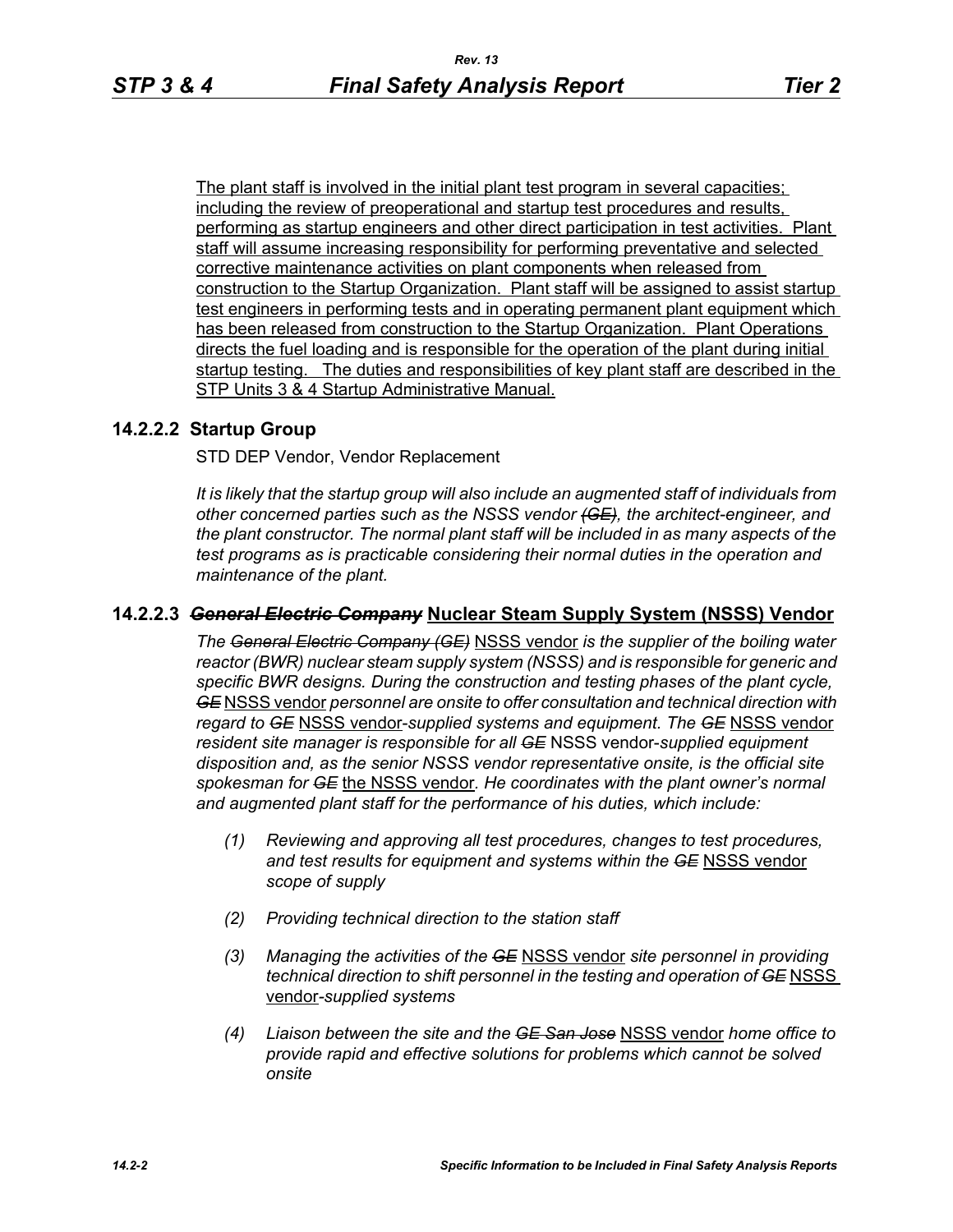The plant staff is involved in the initial plant test program in several capacities; including the review of preoperational and startup test procedures and results, performing as startup engineers and other direct participation in test activities. Plant staff will assume increasing responsibility for performing preventative and selected corrective maintenance activities on plant components when released from construction to the Startup Organization. Plant staff will be assigned to assist startup test engineers in performing tests and in operating permanent plant equipment which has been released from construction to the Startup Organization. Plant Operations directs the fuel loading and is responsible for the operation of the plant during initial startup testing. The duties and responsibilities of key plant staff are described in the STP Units 3 & 4 Startup Administrative Manual.

### 14.2.2.2 Startup Group

STD DEP Vendor, Vendor Replacement

*It is likely that the startup group will also include an augmented staff of individuals from other concerned parties such as the NSSS vendor ~~(GE)~~, the architect-engineer, and the plant constructor. The normal plant staff will be included in as many aspects of the test programs as is practicable considering their normal duties in the operation and maintenance of the plant.*

### 14.2.2.3 ~~*General Electric Company*~~ Nuclear Steam Supply System (NSSS) Vendor

*The ~~General Electric Company (GE)~~* NSSS vendor *is the supplier of the boiling water reactor (BWR) nuclear steam supply system (NSSS) and is responsible for generic and specific BWR designs. During the construction and testing phases of the plant cycle, ~~GE~~* NSSS vendor *personnel are onsite to offer consultation and technical direction with regard to ~~GE~~* NSSS vendor*-supplied systems and equipment. The ~~GE~~* NSSS vendor *resident site manager is responsible for all ~~GE~~* NSSS vendor*-supplied equipment disposition and, as the senior NSSS vendor representative onsite, is the official site spokesman for ~~GE~~* the NSSS vendor. *He coordinates with the plant owner's normal and augmented plant staff for the performance of his duties, which include:*

*(1) Reviewing and approving all test procedures, changes to test procedures, and test results for equipment and systems within the ~~GE~~* NSSS vendor *scope of supply*

*(2) Providing technical direction to the station staff*

*(3) Managing the activities of the ~~GE~~* NSSS vendor *site personnel in providing technical direction to shift personnel in the testing and operation of ~~GE~~* NSSS vendor*-supplied systems*

*(4) Liaison between the site and the ~~GE San Jose~~* NSSS vendor *home office to provide rapid and effective solutions for problems which cannot be solved onsite*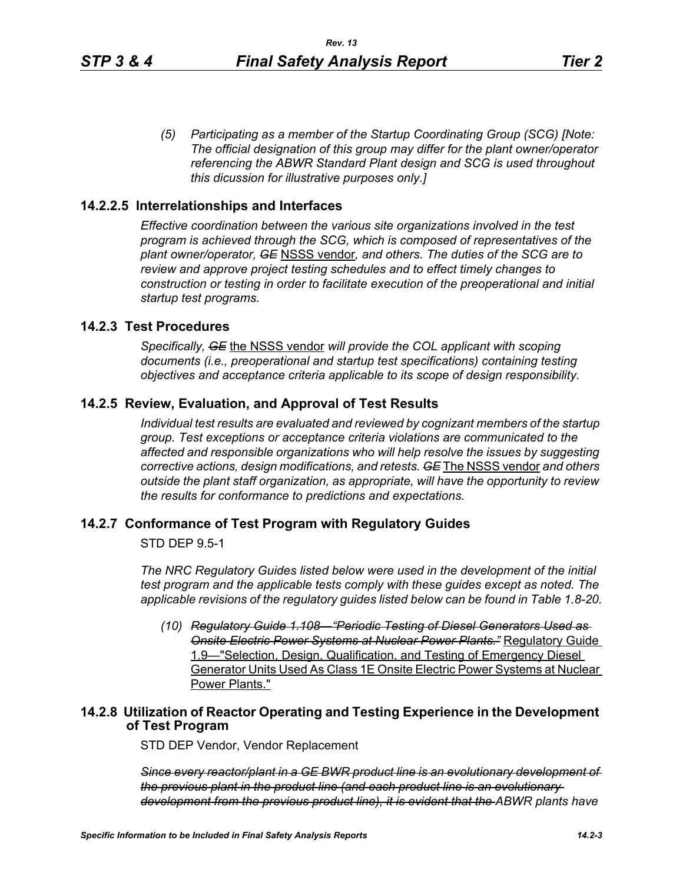*(5) Participating as a member of the Startup Coordinating Group (SCG) [Note: The official designation of this group may differ for the plant owner/operator referencing the ABWR Standard Plant design and SCG is used throughout this dicussion for illustrative purposes only.]*

## 14.2.2.5 Interrelationships and Interfaces

*Effective coordination between the various site organizations involved in the test program is achieved through the SCG, which is composed of representatives of the plant owner/operator, ~~GE~~* <u>NSSS vendor</u>*, and others. The duties of the SCG are to review and approve project testing schedules and to effect timely changes to construction or testing in order to facilitate execution of the preoperational and initial startup test programs.*

## 14.2.3 Test Procedures

*Specifically, ~~GE~~* <u>the NSSS vendor</u> *will provide the COL applicant with scoping documents (i.e., preoperational and startup test specifications) containing testing objectives and acceptance criteria applicable to its scope of design responsibility.*

## 14.2.5 Review, Evaluation, and Approval of Test Results

*Individual test results are evaluated and reviewed by cognizant members of the startup group. Test exceptions or acceptance criteria violations are communicated to the affected and responsible organizations who will help resolve the issues by suggesting corrective actions, design modifications, and retests. ~~GE~~* <u>The NSSS vendor</u> *and others outside the plant staff organization, as appropriate, will have the opportunity to review the results for conformance to predictions and expectations.*

## 14.2.7 Conformance of Test Program with Regulatory Guides

STD DEP 9.5-1

*The NRC Regulatory Guides listed below were used in the development of the initial test program and the applicable tests comply with these guides except as noted. The applicable revisions of the regulatory guides listed below can be found in Table 1.8-20.*

*(10) ~~Regulatory Guide 1.108—"Periodic Testing of Diesel Generators Used as Onsite Electric Power Systems at Nuclear Power Plants."~~* <u>Regulatory Guide 1.9—"Selection, Design, Qualification, and Testing of Emergency Diesel Generator Units Used As Class 1E Onsite Electric Power Systems at Nuclear Power Plants."</u>

## 14.2.8 Utilization of Reactor Operating and Testing Experience in the Development of Test Program

STD DEP Vendor, Vendor Replacement

*~~Since every reactor/plant in a GE BWR product line is an evolutionary development of the previous plant in the product line (and each product line is an evolutionary development from the previous product line), it is evident that the~~ ABWR plants have*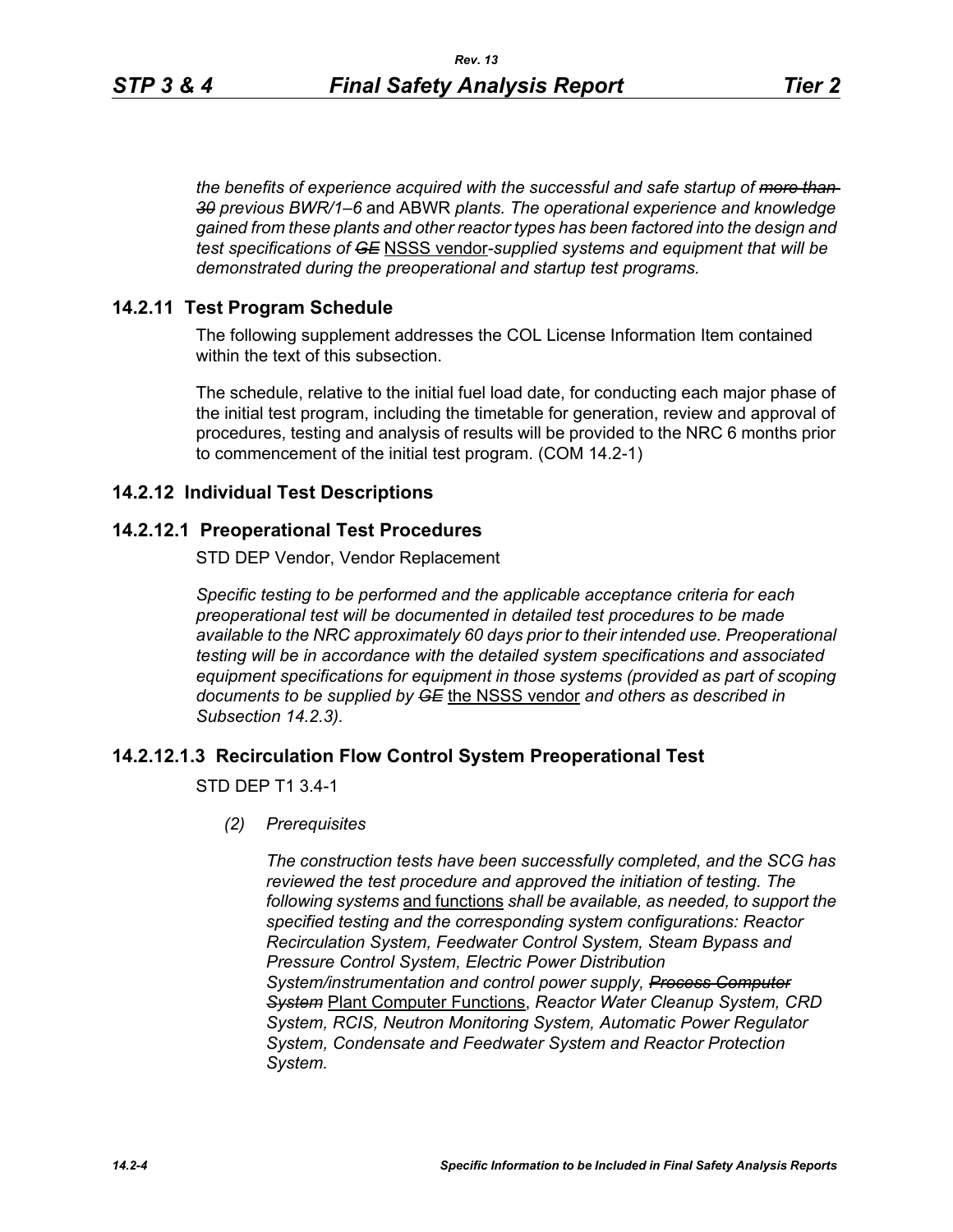*the benefits of experience acquired with the successful and safe startup of ~~more than 30~~ previous BWR/1–6* and ABWR *plants. The operational experience and knowledge gained from these plants and other reactor types has been factored into the design and test specifications of ~~GE~~* NSSS vendor*-supplied systems and equipment that will be demonstrated during the preoperational and startup test programs.*

## 14.2.11 Test Program Schedule

The following supplement addresses the COL License Information Item contained within the text of this subsection.

The schedule, relative to the initial fuel load date, for conducting each major phase of the initial test program, including the timetable for generation, review and approval of procedures, testing and analysis of results will be provided to the NRC 6 months prior to commencement of the initial test program. (COM 14.2-1)

## 14.2.12 Individual Test Descriptions

### 14.2.12.1 Preoperational Test Procedures

STD DEP Vendor, Vendor Replacement

*Specific testing to be performed and the applicable acceptance criteria for each preoperational test will be documented in detailed test procedures to be made available to the NRC approximately 60 days prior to their intended use. Preoperational testing will be in accordance with the detailed system specifications and associated equipment specifications for equipment in those systems (provided as part of scoping documents to be supplied by ~~GE~~* the NSSS vendor *and others as described in Subsection 14.2.3).*

## 14.2.12.1.3 Recirculation Flow Control System Preoperational Test

STD DEP T1 3.4-1

*(2) Prerequisites*

*The construction tests have been successfully completed, and the SCG has reviewed the test procedure and approved the initiation of testing. The following systems* and functions *shall be available, as needed, to support the specified testing and the corresponding system configurations: Reactor Recirculation System, Feedwater Control System, Steam Bypass and Pressure Control System, Electric Power Distribution System/instrumentation and control power supply, ~~Process Computer System~~* Plant Computer Functions, *Reactor Water Cleanup System, CRD System, RCIS, Neutron Monitoring System, Automatic Power Regulator System, Condensate and Feedwater System and Reactor Protection System.*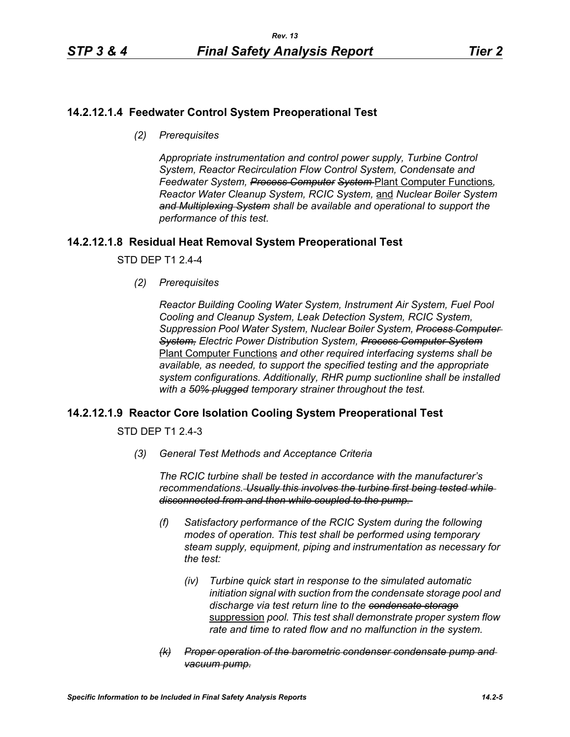## 14.2.12.1.4 Feedwater Control System Preoperational Test

*(2) Prerequisites*

*Appropriate instrumentation and control power supply, Turbine Control System, Reactor Recirculation Flow Control System, Condensate and Feedwater System,* ~~*Process Computer System*~~ <u>Plant Computer Functions</u>*, Reactor Water Cleanup System, RCIC System,* <u>and</u> *Nuclear Boiler System* ~~*and Multiplexing System*~~ *shall be available and operational to support the performance of this test.*

## 14.2.12.1.8 Residual Heat Removal System Preoperational Test

STD DEP T1 2.4-4

*(2) Prerequisites*

*Reactor Building Cooling Water System, Instrument Air System, Fuel Pool Cooling and Cleanup System, Leak Detection System, RCIC System, Suppression Pool Water System, Nuclear Boiler System,* ~~*Process Computer System,*~~ *Electric Power Distribution System,* ~~*Process Computer System*~~ <u>Plant Computer Functions</u> *and other required interfacing systems shall be available, as needed, to support the specified testing and the appropriate system configurations. Additionally, RHR pump suctionline shall be installed with a* ~~*50% plugged*~~ *temporary strainer throughout the test.*

## 14.2.12.1.9 Reactor Core Isolation Cooling System Preoperational Test

STD DEP T1 2.4-3

*(3) General Test Methods and Acceptance Criteria*

*The RCIC turbine shall be tested in accordance with the manufacturer's recommendations.* ~~*Usually this involves the turbine first being tested while disconnected from and then while coupled to the pump.*~~

*(f) Satisfactory performance of the RCIC System during the following modes of operation. This test shall be performed using temporary steam supply, equipment, piping and instrumentation as necessary for the test:*

*(iv) Turbine quick start in response to the simulated automatic initiation signal with suction from the condensate storage pool and discharge via test return line to the* ~~*condensate storage*~~ <u>suppression</u> *pool. This test shall demonstrate proper system flow rate and time to rated flow and no malfunction in the system.*

~~*(k) Proper operation of the barometric condenser condensate pump and vacuum pump.*~~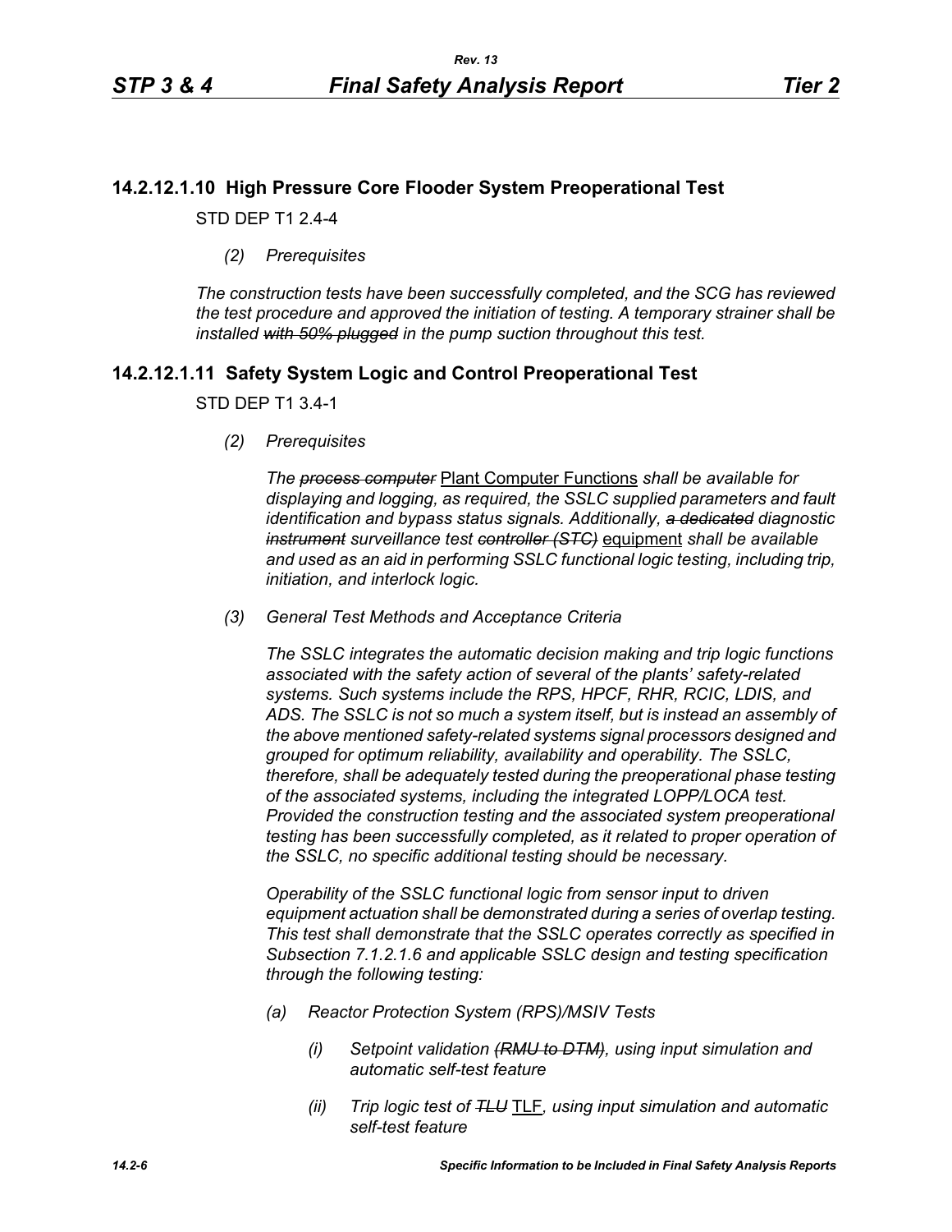### 14.2.12.1.10 High Pressure Core Flooder System Preoperational Test

STD DEP T1 2.4-4

*(2) Prerequisites*

*The construction tests have been successfully completed, and the SCG has reviewed the test procedure and approved the initiation of testing. A temporary strainer shall be installed ~~with 50% plugged~~ in the pump suction throughout this test.*

### 14.2.12.1.11 Safety System Logic and Control Preoperational Test

STD DEP T1 3.4-1

*(2) Prerequisites*

*The ~~process computer~~* <u>Plant Computer Functions</u> *shall be available for displaying and logging, as required, the SSLC supplied parameters and fault identification and bypass status signals. Additionally, ~~a dedicated~~ diagnostic ~~instrument~~ surveillance test ~~controller (STC)~~* <u>equipment</u> *shall be available and used as an aid in performing SSLC functional logic testing, including trip, initiation, and interlock logic.*

*(3) General Test Methods and Acceptance Criteria*

*The SSLC integrates the automatic decision making and trip logic functions associated with the safety action of several of the plants' safety-related systems. Such systems include the RPS, HPCF, RHR, RCIC, LDIS, and ADS. The SSLC is not so much a system itself, but is instead an assembly of the above mentioned safety-related systems signal processors designed and grouped for optimum reliability, availability and operability. The SSLC, therefore, shall be adequately tested during the preoperational phase testing of the associated systems, including the integrated LOPP/LOCA test. Provided the construction testing and the associated system preoperational testing has been successfully completed, as it related to proper operation of the SSLC, no specific additional testing should be necessary.*

*Operability of the SSLC functional logic from sensor input to driven equipment actuation shall be demonstrated during a series of overlap testing. This test shall demonstrate that the SSLC operates correctly as specified in Subsection 7.1.2.1.6 and applicable SSLC design and testing specification through the following testing:*

*(a) Reactor Protection System (RPS)/MSIV Tests*

*(i) Setpoint validation ~~(RMU to DTM)~~, using input simulation and automatic self-test feature*

*(ii) Trip logic test of ~~TLU~~* <u>TLF</u>*, using input simulation and automatic self-test feature*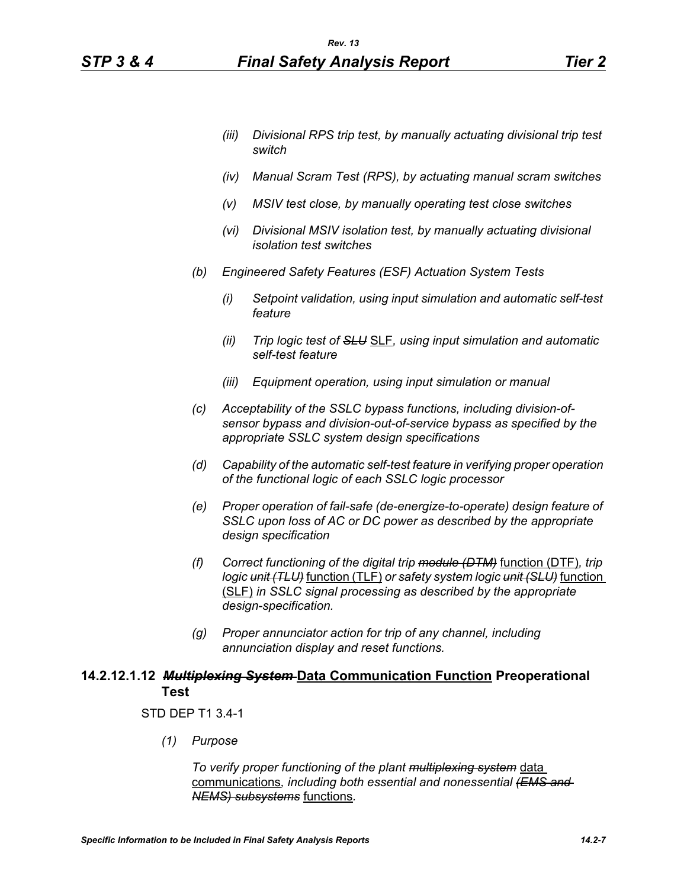*(iii) Divisional RPS trip test, by manually actuating divisional trip test switch*

*(iv) Manual Scram Test (RPS), by actuating manual scram switches*

*(v) MSIV test close, by manually operating test close switches*

*(vi) Divisional MSIV isolation test, by manually actuating divisional isolation test switches*

*(b) Engineered Safety Features (ESF) Actuation System Tests*

*(i) Setpoint validation, using input simulation and automatic self-test feature*

*(ii) Trip logic test of ~~SLU~~* SLF*, using input simulation and automatic self-test feature*

*(iii) Equipment operation, using input simulation or manual*

*(c) Acceptability of the SSLC bypass functions, including division-of-sensor bypass and division-out-of-service bypass as specified by the appropriate SSLC system design specifications*

*(d) Capability of the automatic self-test feature in verifying proper operation of the functional logic of each SSLC logic processor*

*(e) Proper operation of fail-safe (de-energize-to-operate) design feature of SSLC upon loss of AC or DC power as described by the appropriate design specification*

*(f) Correct functioning of the digital trip ~~module (DTM)~~* function (DTF)*, trip logic ~~unit (TLU)~~* function (TLF) *or safety system logic ~~unit (SLU)~~* function (SLF) *in SSLC signal processing as described by the appropriate design-specification.*

*(g) Proper annunciator action for trip of any channel, including annunciation display and reset functions.*

### 14.2.12.1.12 ~~*Multiplexing System*~~ Data Communication Function Preoperational Test

STD DEP T1 3.4-1

*(1) Purpose*

*To verify proper functioning of the plant ~~multiplexing system~~* data communications*, including both essential and nonessential ~~(EMS and NEMS) subsystems~~* functions*.*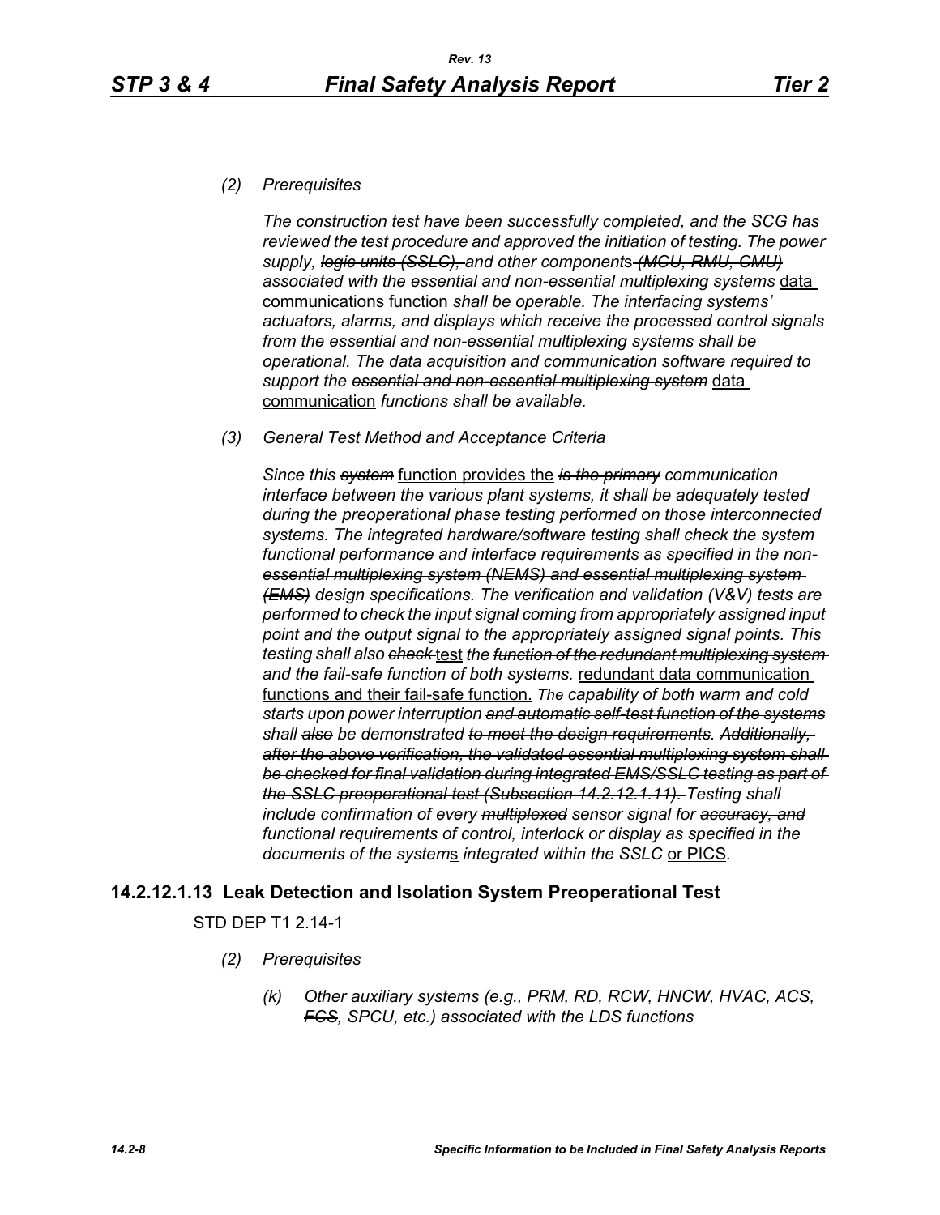*(2) Prerequisites*

*The construction test have been successfully completed, and the SCG has reviewed the test procedure and approved the initiation of testing. The power supply, ~~logic units (SSLC),~~ and other component*s *~~(MCU, RMU, CMU)~~ associated with the ~~essential and non-essential multiplexing systems~~* <u>data communications function</u> *shall be operable. The interfacing systems' actuators, alarms, and displays which receive the processed control signals ~~from the essential and non-essential multiplexing systems~~ shall be operational. The data acquisition and communication software required to support the ~~essential and non-essential multiplexing system~~* <u>data communication</u> *functions shall be available.*

*(3) General Test Method and Acceptance Criteria*

*Since this ~~system~~* <u>function provides the</u> *~~is the primary~~ communication interface between the various plant systems, it shall be adequately tested during the preoperational phase testing performed on those interconnected systems. The integrated hardware/software testing shall check the system functional performance and interface requirements as specified in ~~the non-essential multiplexing system (NEMS) and essential multiplexing system (EMS)~~ design specifications. The verification and validation (V&V) tests are performed to check the input signal coming from appropriately assigned input point and the output signal to the appropriately assigned signal points. This testing shall also ~~check~~* <u>test</u> *the ~~function of the redundant multiplexing system and the fail-safe function of both systems.~~* <u>redundant data communication functions and their fail-safe function.</u> *The capability of both warm and cold starts upon power interruption ~~and automatic self-test function of the systems~~ shall ~~also~~ be demonstrated ~~to meet the design requirements. Additionally, after the above verification, the validated essential multiplexing system shall be checked for final validation during integrated EMS/SSLC testing as part of the SSLC preoperational test (Subsection 14.2.12.1.11).~~ Testing shall include confirmation of every ~~multiplexed~~ sensor signal for ~~accuracy, and~~ functional requirements of control, interlock or display as specified in the documents of the system*<u>s</u> *integrated within the SSLC* <u>or PICS</u>.

## 14.2.12.1.13 Leak Detection and Isolation System Preoperational Test

STD DEP T1 2.14-1

*(2) Prerequisites*

*(k) Other auxiliary systems (e.g., PRM, RD, RCW, HNCW, HVAC, ACS, ~~FCS~~, SPCU, etc.) associated with the LDS functions*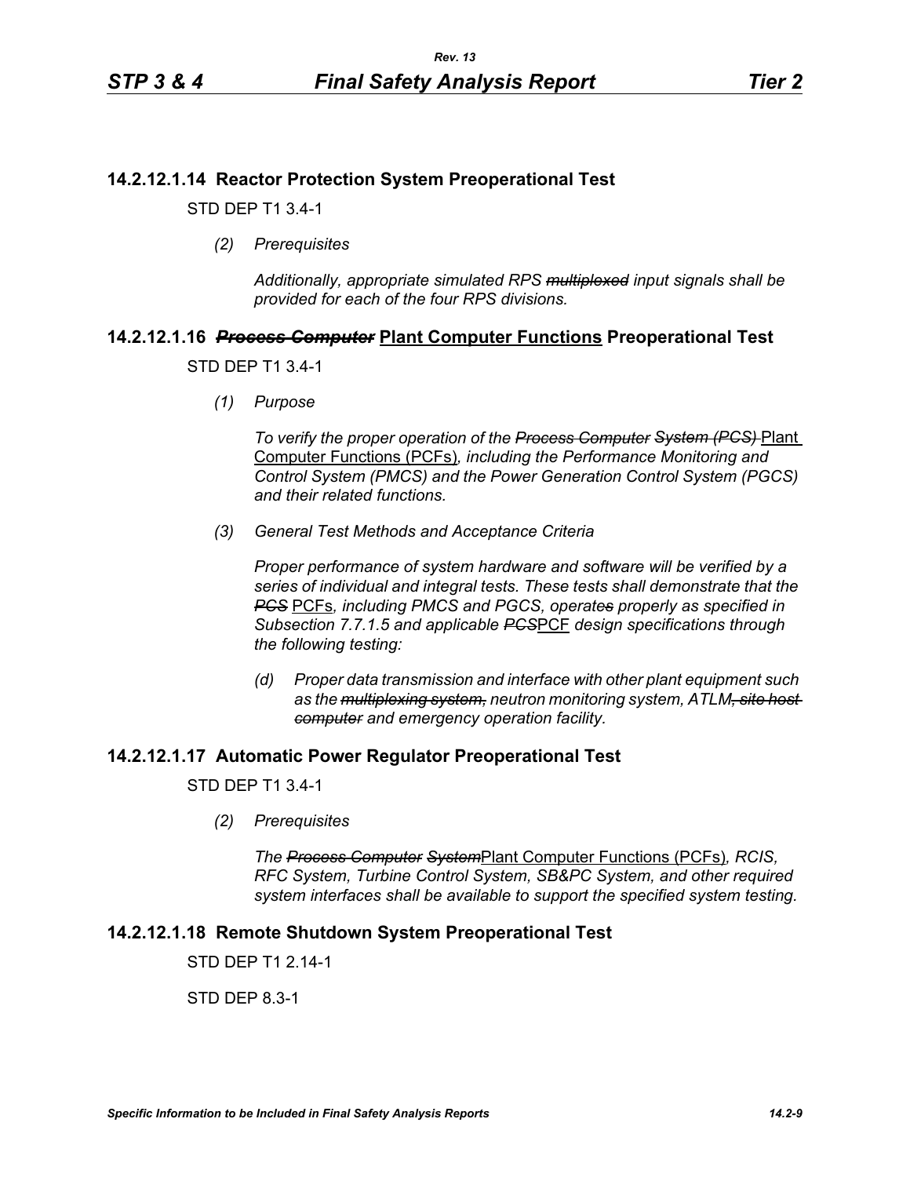### 14.2.12.1.14 Reactor Protection System Preoperational Test

STD DEP T1 3.4-1

*(2) Prerequisites*

*Additionally, appropriate simulated RPS ~~multiplexed~~ input signals shall be provided for each of the four RPS divisions.*

### 14.2.12.1.16 ~~*Process Computer*~~ <u>Plant Computer Functions</u> Preoperational Test

STD DEP T1 3.4-1

*(1) Purpose*

*To verify the proper operation of the ~~Process Computer System (PCS)~~* <u>Plant Computer Functions (PCFs)</u>*, including the Performance Monitoring and Control System (PMCS) and the Power Generation Control System (PGCS) and their related functions.*

*(3) General Test Methods and Acceptance Criteria*

*Proper performance of system hardware and software will be verified by a series of individual and integral tests. These tests shall demonstrate that the ~~PCS~~* <u>PCFs</u>*, including PMCS and PGCS, operate~~s~~ properly as specified in Subsection 7.7.1.5 and applicable ~~PCS~~*<u>PCF</u> *design specifications through the following testing:*

*(d) Proper data transmission and interface with other plant equipment such as the ~~multiplexing system,~~ neutron monitoring system, ATLM~~, site host computer~~ and emergency operation facility.*

### 14.2.12.1.17 Automatic Power Regulator Preoperational Test

STD DEP T1 3.4-1

*(2) Prerequisites*

*The ~~Process Computer System~~*<u>Plant Computer Functions (PCFs)</u>*, RCIS, RFC System, Turbine Control System, SB&PC System, and other required system interfaces shall be available to support the specified system testing.*

### 14.2.12.1.18 Remote Shutdown System Preoperational Test

STD DEP T1 2.14-1

STD DEP 8.3-1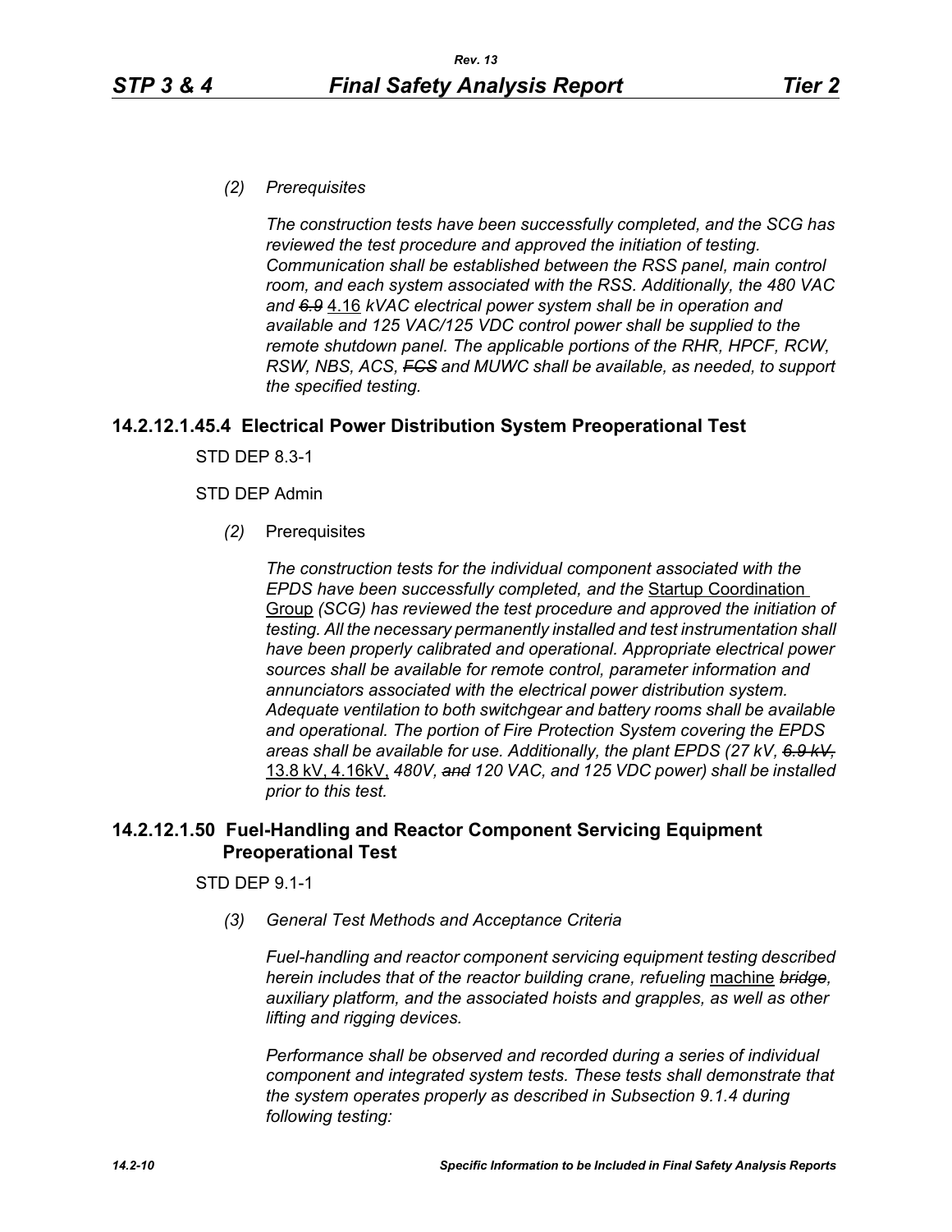*(2) Prerequisites*

*The construction tests have been successfully completed, and the SCG has reviewed the test procedure and approved the initiation of testing. Communication shall be established between the RSS panel, main control room, and each system associated with the RSS. Additionally, the 480 VAC and ~~6.9~~* <u>4.16</u> *kVAC electrical power system shall be in operation and available and 125 VAC/125 VDC control power shall be supplied to the remote shutdown panel. The applicable portions of the RHR, HPCF, RCW, RSW, NBS, ACS, ~~FCS~~ and MUWC shall be available, as needed, to support the specified testing.*

## 14.2.12.1.45.4 Electrical Power Distribution System Preoperational Test

STD DEP 8.3-1

STD DEP Admin

*(2)* Prerequisites

*The construction tests for the individual component associated with the EPDS have been successfully completed, and the* <u>Startup Coordination Group</u> *(SCG) has reviewed the test procedure and approved the initiation of testing. All the necessary permanently installed and test instrumentation shall have been properly calibrated and operational. Appropriate electrical power sources shall be available for remote control, parameter information and annunciators associated with the electrical power distribution system. Adequate ventilation to both switchgear and battery rooms shall be available and operational. The portion of Fire Protection System covering the EPDS areas shall be available for use. Additionally, the plant EPDS (27 kV, ~~6.9 kV,~~* <u>13.8 kV, 4.16kV,</u> *480V, ~~and~~ 120 VAC, and 125 VDC power) shall be installed prior to this test.*

## 14.2.12.1.50 Fuel-Handling and Reactor Component Servicing Equipment Preoperational Test

STD DEP 9.1-1

*(3) General Test Methods and Acceptance Criteria*

*Fuel-handling and reactor component servicing equipment testing described herein includes that of the reactor building crane, refueling* <u>machine</u> *~~bridge~~, auxiliary platform, and the associated hoists and grapples, as well as other lifting and rigging devices.*

*Performance shall be observed and recorded during a series of individual component and integrated system tests. These tests shall demonstrate that the system operates properly as described in Subsection 9.1.4 during following testing:*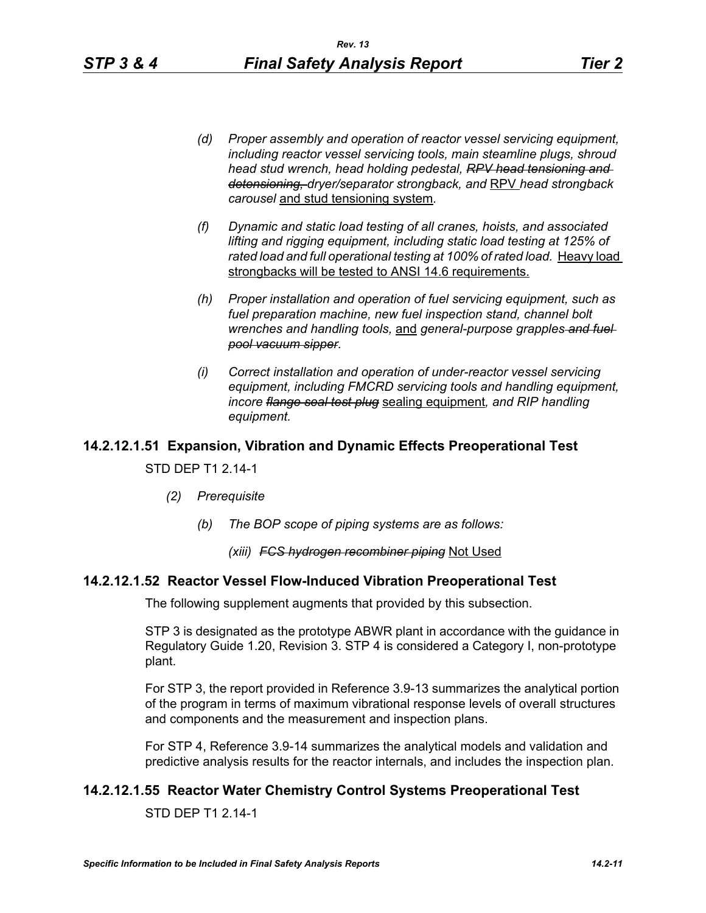*(d) Proper assembly and operation of reactor vessel servicing equipment, including reactor vessel servicing tools, main steamline plugs, shroud head stud wrench, head holding pedestal, ~~RPV head tensioning and detensioning,~~ dryer/separator strongback, and* RPV *head strongback carousel* and stud tensioning system*.*

*(f) Dynamic and static load testing of all cranes, hoists, and associated lifting and rigging equipment, including static load testing at 125% of rated load and full operational testing at 100% of rated load.* Heavy load strongbacks will be tested to ANSI 14.6 requirements.

*(h) Proper installation and operation of fuel servicing equipment, such as fuel preparation machine, new fuel inspection stand, channel bolt wrenches and handling tools,* and *general-purpose grapples ~~and fuel pool vacuum sipper~~.*

*(i) Correct installation and operation of under-reactor vessel servicing equipment, including FMCRD servicing tools and handling equipment, incore ~~flange seal test plug~~* sealing equipment*, and RIP handling equipment.*

## 14.2.12.1.51 Expansion, Vibration and Dynamic Effects Preoperational Test

STD DEP T1 2.14-1

*(2) Prerequisite*

*(b) The BOP scope of piping systems are as follows:*

*(xiii) ~~FCS hydrogen recombiner piping~~* Not Used

## 14.2.12.1.52 Reactor Vessel Flow-Induced Vibration Preoperational Test

The following supplement augments that provided by this subsection.

STP 3 is designated as the prototype ABWR plant in accordance with the guidance in Regulatory Guide 1.20, Revision 3. STP 4 is considered a Category I, non-prototype plant.

For STP 3, the report provided in Reference 3.9-13 summarizes the analytical portion of the program in terms of maximum vibrational response levels of overall structures and components and the measurement and inspection plans.

For STP 4, Reference 3.9-14 summarizes the analytical models and validation and predictive analysis results for the reactor internals, and includes the inspection plan.

## 14.2.12.1.55 Reactor Water Chemistry Control Systems Preoperational Test

STD DEP T1 2.14-1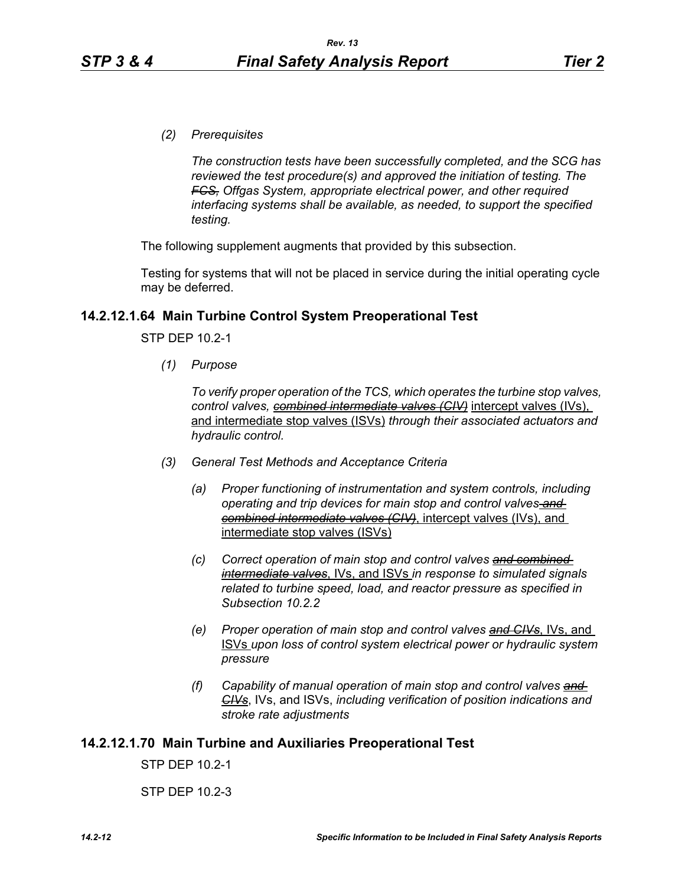*(2) Prerequisites*

*The construction tests have been successfully completed, and the SCG has reviewed the test procedure(s) and approved the initiation of testing. The ~~FCS,~~ Offgas System, appropriate electrical power, and other required interfacing systems shall be available, as needed, to support the specified testing.*

The following supplement augments that provided by this subsection.

Testing for systems that will not be placed in service during the initial operating cycle may be deferred.

### 14.2.12.1.64 Main Turbine Control System Preoperational Test

STP DEP 10.2-1

*(1) Purpose*

*To verify proper operation of the TCS, which operates the turbine stop valves, control valves, ~~combined intermediate valves (CIV)~~* <u>intercept valves (IVs), and intermediate stop valves (ISVs)</u> *through their associated actuators and hydraulic control.*

*(3) General Test Methods and Acceptance Criteria*

*(a) Proper functioning of instrumentation and system controls, including operating and trip devices for main stop and control valves ~~and combined intermediate valves (CIV)~~*, <u>intercept valves (IVs), and intermediate stop valves (ISVs)</u>

*(c) Correct operation of main stop and control valves ~~and combined intermediate valves~~*, <u>IVs, and ISVs</u> *in response to simulated signals related to turbine speed, load, and reactor pressure as specified in Subsection 10.2.2*

*(e) Proper operation of main stop and control valves ~~and CIVs~~*, <u>IVs, and ISVs</u> *upon loss of control system electrical power or hydraulic system pressure*

*(f) Capability of manual operation of main stop and control valves ~~and CIVs~~*, IVs, and ISVs, *including verification of position indications and stroke rate adjustments*

### 14.2.12.1.70 Main Turbine and Auxiliaries Preoperational Test

STP DEP 10.2-1

STP DEP 10.2-3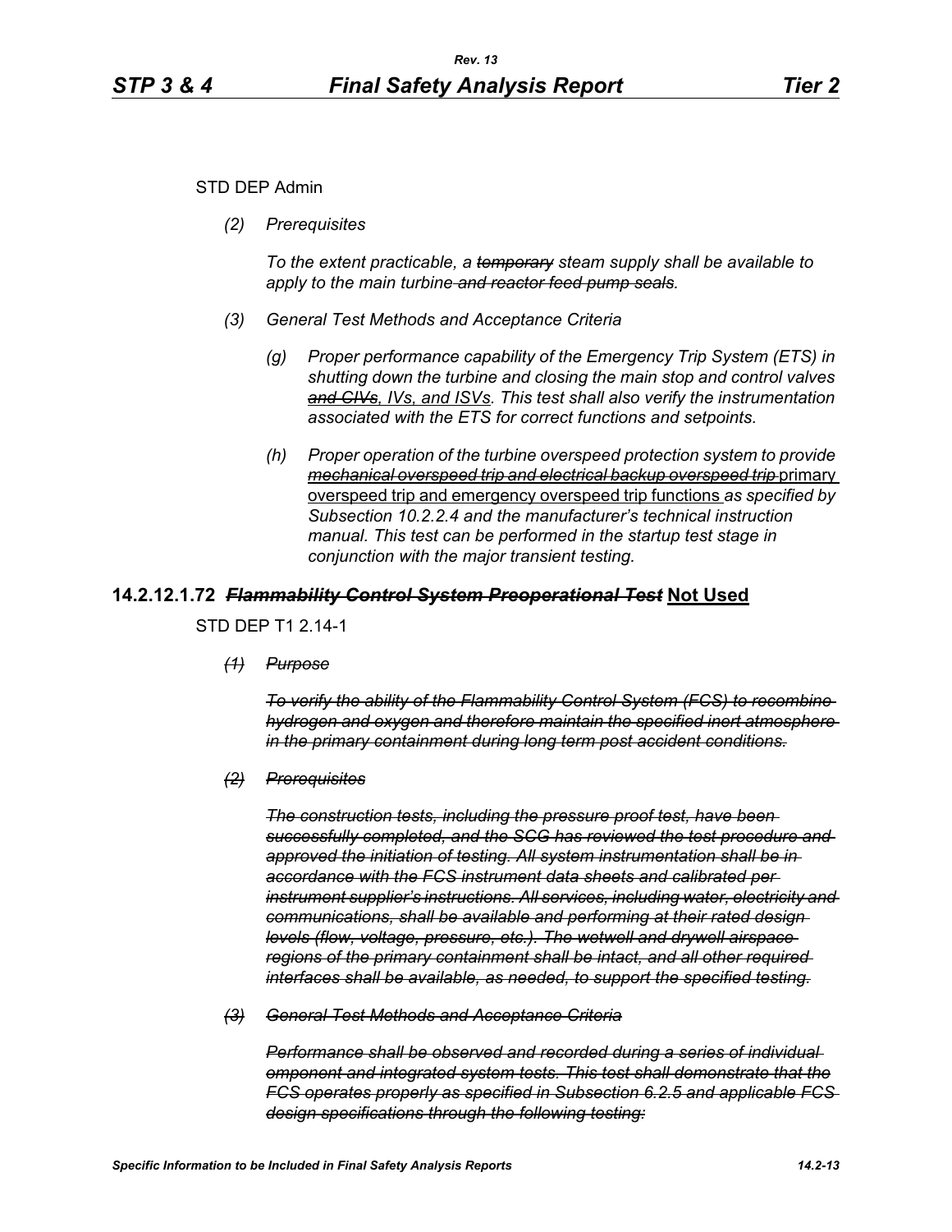STD DEP Admin

*(2) Prerequisites*

*To the extent practicable, a ~~temporary~~ steam supply shall be available to apply to the main turbine ~~and reactor feed pump seals~~.*

*(3) General Test Methods and Acceptance Criteria*

*(g) Proper performance capability of the Emergency Trip System (ETS) in shutting down the turbine and closing the main stop and control valves ~~and CIVs~~, IVs, and ISVs. This test shall also verify the instrumentation associated with the ETS for correct functions and setpoints.*

*(h) Proper operation of the turbine overspeed protection system to provide ~~mechanical overspeed trip and electrical backup overspeed trip~~* <u>primary overspeed trip and emergency overspeed trip functions</u> *as specified by Subsection 10.2.2.4 and the manufacturer's technical instruction manual. This test can be performed in the startup test stage in conjunction with the major transient testing.*

## 14.2.12.1.72 ~~*Flammability Control System Preoperational Test*~~ <u>Not Used</u>

STD DEP T1 2.14-1

~~*(1) Purpose*~~

~~*To verify the ability of the Flammability Control System (FCS) to recombine hydrogen and oxygen and therefore maintain the specified inert atmosphere in the primary containment during long term post accident conditions.*~~

~~*(2) Prerequisites*~~

~~*The construction tests, including the pressure proof test, have been successfully completed, and the SCG has reviewed the test procedure and approved the initiation of testing. All system instrumentation shall be in accordance with the FCS instrument data sheets and calibrated per instrument supplier's instructions. All services, including water, electricity and communications, shall be available and performing at their rated design levels (flow, voltage, pressure, etc.). The wetwell and drywell airspace regions of the primary containment shall be intact, and all other required interfaces shall be available, as needed, to support the specified testing.*~~

~~*(3) General Test Methods and Acceptance Criteria*~~

~~*Performance shall be observed and recorded during a series of individual omponent and integrated system tests. This test shall demonstrate that the FCS operates properly as specified in Subsection 6.2.5 and applicable FCS design specifications through the following testing:*~~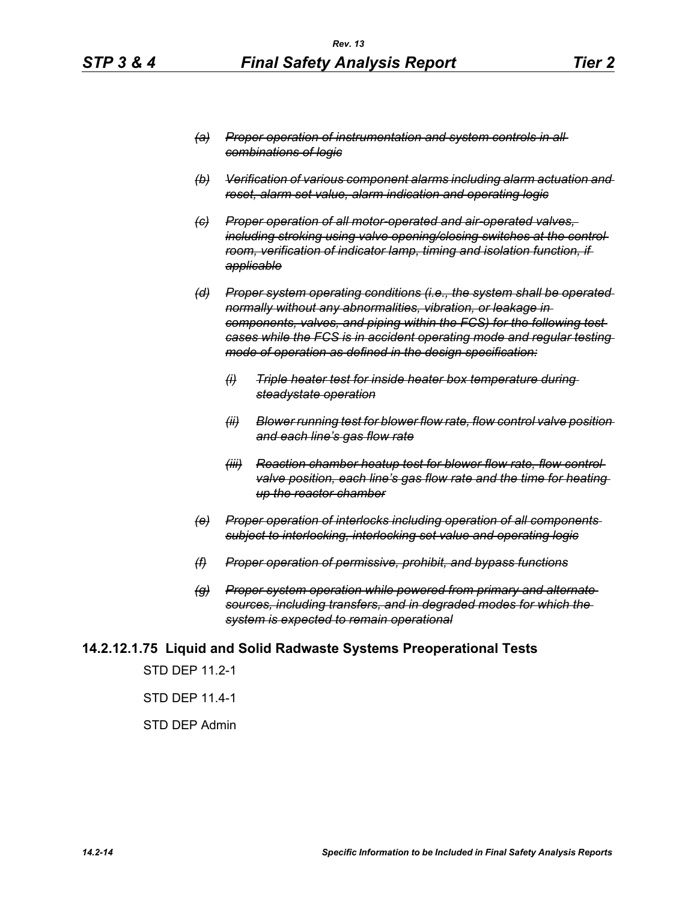*~~(a) Proper operation of instrumentation and system controls in all combinations of logic~~*

*~~(b) Verification of various component alarms including alarm actuation and reset, alarm set value, alarm indication and operating logic~~*

*~~(c) Proper operation of all motor-operated and air-operated valves, including stroking using valve opening/closing switches at the control room, verification of indicator lamp, timing and isolation function, if applicable~~*

*~~(d) Proper system operating conditions (i.e., the system shall be operated normally without any abnormalities, vibration, or leakage in components, valves, and piping within the FCS) for the following test cases while the FCS is in accident operating mode and regular testing mode of operation as defined in the design specification:~~*

*~~(i) Triple heater test for inside heater box temperature during steadystate operation~~*

*~~(ii) Blower running test for blower flow rate, flow control valve position and each line's gas flow rate~~*

*~~(iii) Reaction chamber heatup test for blower flow rate, flow control valve position, each line's gas flow rate and the time for heating up the reactor chamber~~*

*~~(e) Proper operation of interlocks including operation of all components subject to interlocking, interlocking set value and operating logic~~*

*~~(f) Proper operation of permissive, prohibit, and bypass functions~~*

*~~(g) Proper system operation while powered from primary and alternate sources, including transfers, and in degraded modes for which the system is expected to remain operational~~*

### 14.2.12.1.75 Liquid and Solid Radwaste Systems Preoperational Tests

STD DEP 11.2-1

STD DEP 11.4-1

STD DEP Admin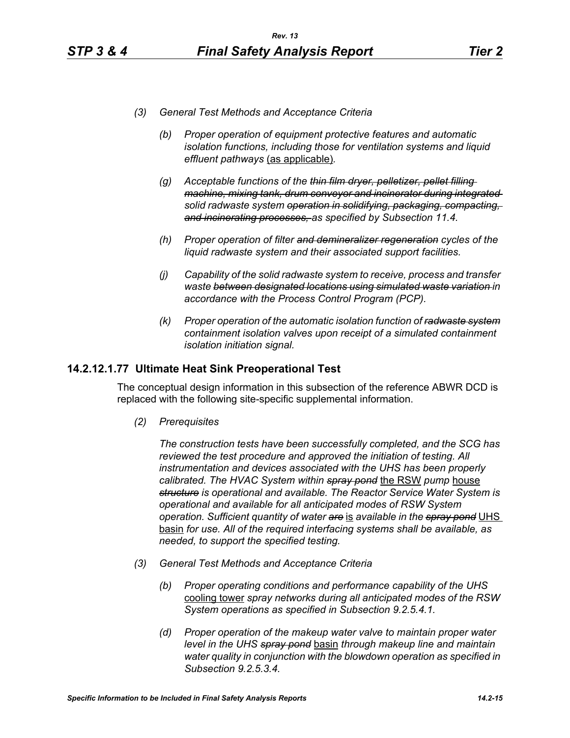*(3) General Test Methods and Acceptance Criteria*

*(b) Proper operation of equipment protective features and automatic isolation functions, including those for ventilation systems and liquid effluent pathways* <u>(as applicable)</u>*.*

*(g) Acceptable functions of the ~~thin film dryer, pelletizer, pellet filling machine, mixing tank, drum conveyor and incinerator during integrated~~ solid radwaste system ~~operation in solidifying, packaging, compacting, and incinerating processes,~~ as specified by Subsection 11.4.*

*(h) Proper operation of filter ~~and demineralizer regeneration~~ cycles of the liquid radwaste system and their associated support facilities.*

*(j) Capability of the solid radwaste system to receive, process and transfer waste ~~between designated locations using simulated waste variation~~ in accordance with the Process Control Program (PCP).*

*(k) Proper operation of the automatic isolation function of ~~radwaste system~~ containment isolation valves upon receipt of a simulated containment isolation initiation signal.*

## 14.2.12.1.77 Ultimate Heat Sink Preoperational Test

The conceptual design information in this subsection of the reference ABWR DCD is replaced with the following site-specific supplemental information.

*(2) Prerequisites*

*The construction tests have been successfully completed, and the SCG has reviewed the test procedure and approved the initiation of testing. All instrumentation and devices associated with the UHS has been properly calibrated. The HVAC System within ~~spray pond~~* <u>the RSW</u> *pump* <u>house</u> *~~structure~~ is operational and available. The Reactor Service Water System is operational and available for all anticipated modes of RSW System operation. Sufficient quantity of water ~~are~~* <u>is</u> *available in the ~~spray pond~~* <u>UHS basin</u> *for use. All of the required interfacing systems shall be available, as needed, to support the specified testing.*

*(3) General Test Methods and Acceptance Criteria*

*(b) Proper operating conditions and performance capability of the UHS* <u>cooling tower</u> *spray networks during all anticipated modes of the RSW System operations as specified in Subsection 9.2.5.4.1.*

*(d) Proper operation of the makeup water valve to maintain proper water level in the UHS ~~spray pond~~* <u>basin</u> *through makeup line and maintain water quality in conjunction with the blowdown operation as specified in Subsection 9.2.5.3.4.*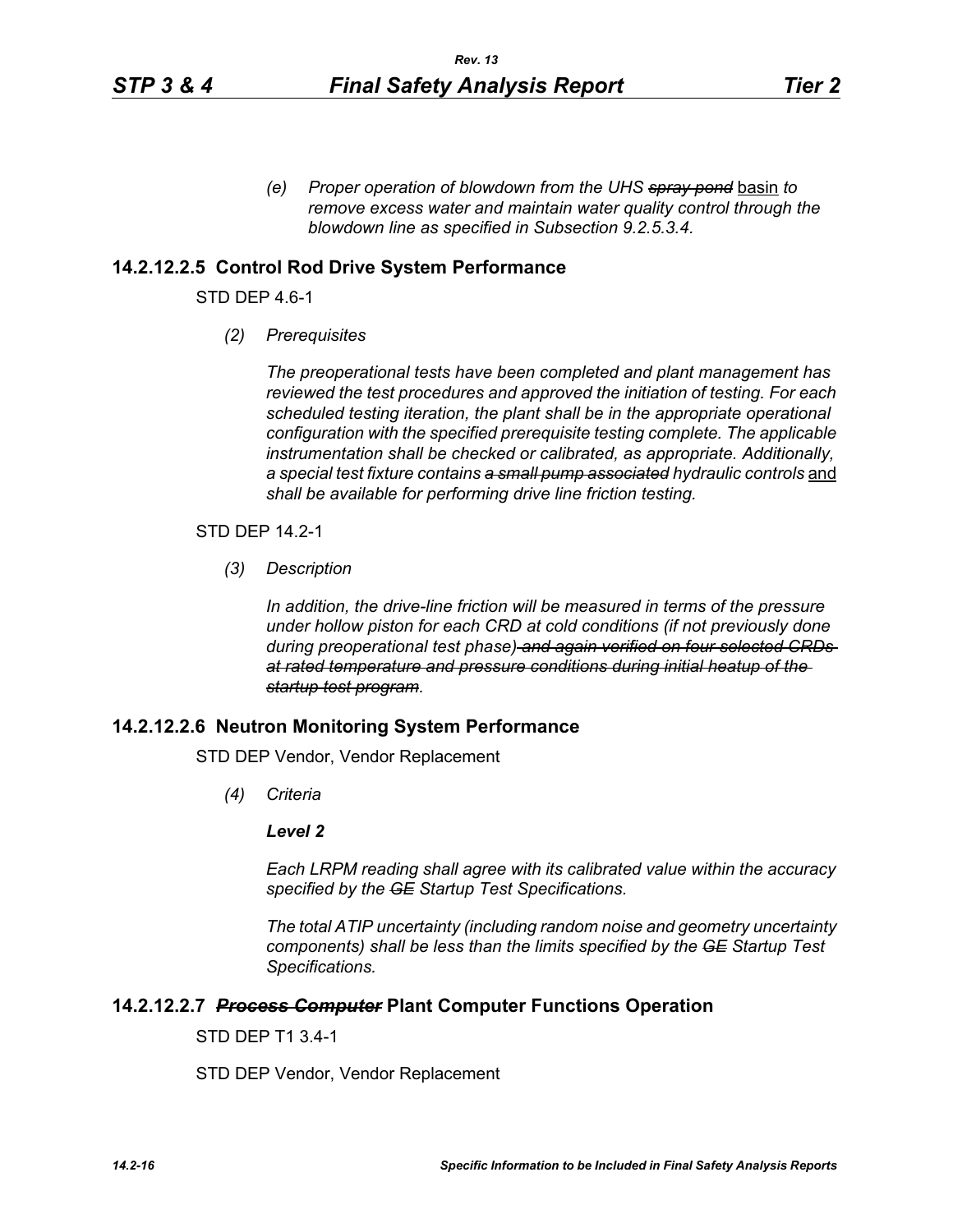*(e) Proper operation of blowdown from the UHS* ~~*spray pond*~~ <u>basin</u> *to remove excess water and maintain water quality control through the blowdown line as specified in Subsection 9.2.5.3.4.*

## 14.2.12.2.5 Control Rod Drive System Performance

STD DEP 4.6-1

*(2) Prerequisites*

*The preoperational tests have been completed and plant management has reviewed the test procedures and approved the initiation of testing. For each scheduled testing iteration, the plant shall be in the appropriate operational configuration with the specified prerequisite testing complete. The applicable instrumentation shall be checked or calibrated, as appropriate. Additionally, a special test fixture contains* ~~*a small pump associated*~~ *hydraulic controls* <u>and</u> *shall be available for performing drive line friction testing.*

STD DEP 14.2-1

*(3) Description*

*In addition, the drive-line friction will be measured in terms of the pressure under hollow piston for each CRD at cold conditions (if not previously done during preoperational test phase)* ~~*and again verified on four selected CRDs at rated temperature and pressure conditions during initial heatup of the startup test program*~~*.*

## 14.2.12.2.6 Neutron Monitoring System Performance

STD DEP Vendor, Vendor Replacement

*(4) Criteria*

***Level 2***

*Each LRPM reading shall agree with its calibrated value within the accuracy specified by the* ~~*GE*~~ *Startup Test Specifications.*

*The total ATIP uncertainty (including random noise and geometry uncertainty components) shall be less than the limits specified by the* ~~*GE*~~ *Startup Test Specifications.*

## 14.2.12.2.7 ~~*Process Computer*~~ Plant Computer Functions Operation

STD DEP T1 3.4-1

STD DEP Vendor, Vendor Replacement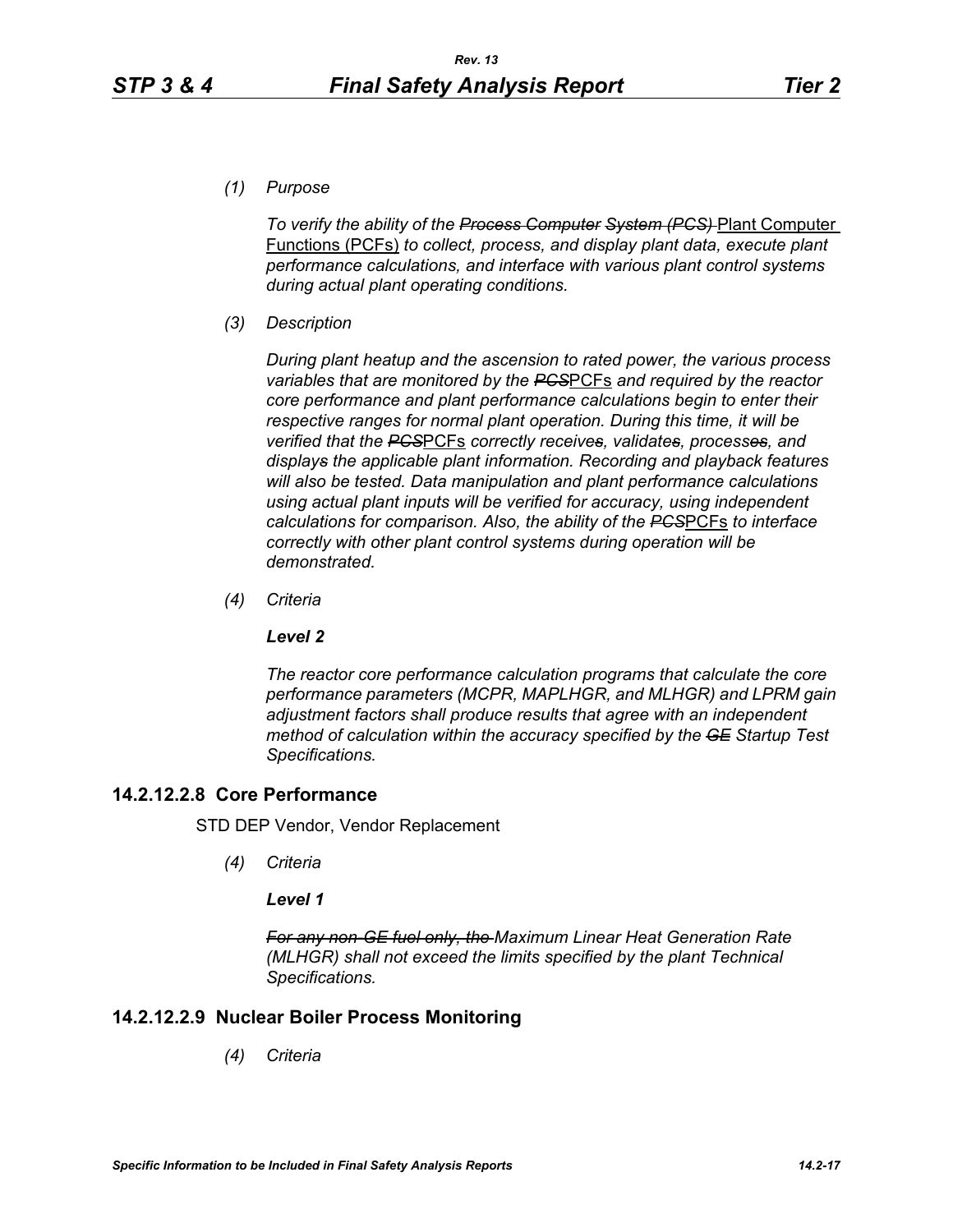*(1) Purpose*

*To verify the ability of the ~~Process Computer System (PCS)~~* <u>Plant Computer Functions (PCFs)</u> *to collect, process, and display plant data, execute plant performance calculations, and interface with various plant control systems during actual plant operating conditions.*

*(3) Description*

*During plant heatup and the ascension to rated power, the various process variables that are monitored by the ~~PCS~~*<u>PCFs</u> *and required by the reactor core performance and plant performance calculations begin to enter their respective ranges for normal plant operation. During this time, it will be verified that the ~~PCS~~*<u>PCFs</u> *correctly receive~~s~~, validate~~s~~, process~~es~~, and display~~s~~ the applicable plant information. Recording and playback features will also be tested. Data manipulation and plant performance calculations using actual plant inputs will be verified for accuracy, using independent calculations for comparison. Also, the ability of the ~~PCS~~*<u>PCFs</u> *to interface correctly with other plant control systems during operation will be demonstrated.*

*(4) Criteria*

***Level 2***

*The reactor core performance calculation programs that calculate the core performance parameters (MCPR, MAPLHGR, and MLHGR) and LPRM gain adjustment factors shall produce results that agree with an independent method of calculation within the accuracy specified by the ~~GE~~ Startup Test Specifications.*

## 14.2.12.2.8 Core Performance

STD DEP Vendor, Vendor Replacement

*(4) Criteria*

***Level 1***

*~~For any non-GE fuel only, the~~ Maximum Linear Heat Generation Rate (MLHGR) shall not exceed the limits specified by the plant Technical Specifications.*

## 14.2.12.2.9 Nuclear Boiler Process Monitoring

*(4) Criteria*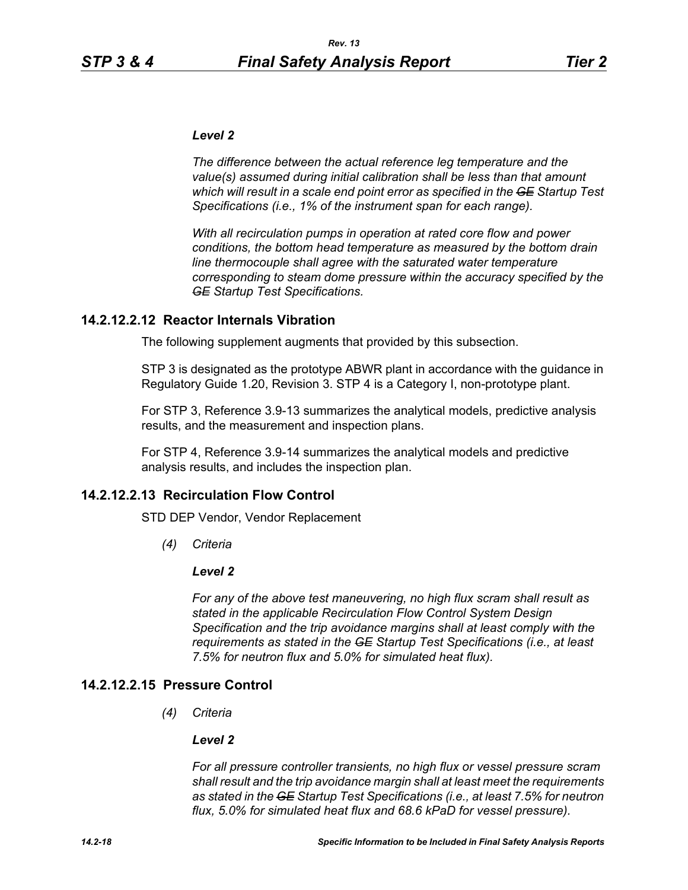***Level 2***

*The difference between the actual reference leg temperature and the value(s) assumed during initial calibration shall be less than that amount which will result in a scale end point error as specified in the ~~GE~~ Startup Test Specifications (i.e., 1% of the instrument span for each range).*

*With all recirculation pumps in operation at rated core flow and power conditions, the bottom head temperature as measured by the bottom drain line thermocouple shall agree with the saturated water temperature corresponding to steam dome pressure within the accuracy specified by the ~~GE~~ Startup Test Specifications.*

### 14.2.12.2.12 Reactor Internals Vibration

The following supplement augments that provided by this subsection.

STP 3 is designated as the prototype ABWR plant in accordance with the guidance in Regulatory Guide 1.20, Revision 3. STP 4 is a Category I, non-prototype plant.

For STP 3, Reference 3.9-13 summarizes the analytical models, predictive analysis results, and the measurement and inspection plans.

For STP 4, Reference 3.9-14 summarizes the analytical models and predictive analysis results, and includes the inspection plan.

### 14.2.12.2.13 Recirculation Flow Control

STD DEP Vendor, Vendor Replacement

*(4) Criteria*

***Level 2***

*For any of the above test maneuvering, no high flux scram shall result as stated in the applicable Recirculation Flow Control System Design Specification and the trip avoidance margins shall at least comply with the requirements as stated in the ~~GE~~ Startup Test Specifications (i.e., at least 7.5% for neutron flux and 5.0% for simulated heat flux).*

### 14.2.12.2.15 Pressure Control

*(4) Criteria*

***Level 2***

*For all pressure controller transients, no high flux or vessel pressure scram shall result and the trip avoidance margin shall at least meet the requirements as stated in the ~~GE~~ Startup Test Specifications (i.e., at least 7.5% for neutron flux, 5.0% for simulated heat flux and 68.6 kPaD for vessel pressure).*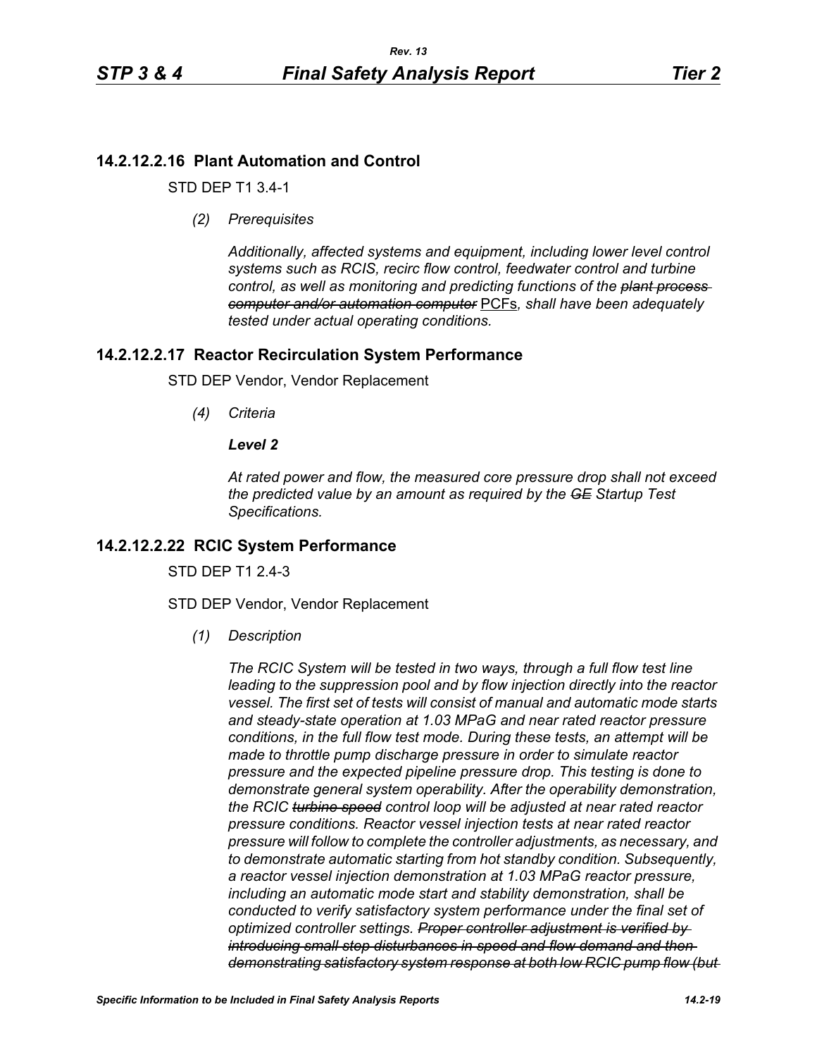## 14.2.12.2.16 Plant Automation and Control

STD DEP T1 3.4-1

*(2) Prerequisites*

*Additionally, affected systems and equipment, including lower level control systems such as RCIS, recirc flow control, feedwater control and turbine control, as well as monitoring and predicting functions of the ~~plant process computer and/or automation computer~~* <u>PCFs</u>*, shall have been adequately tested under actual operating conditions.*

## 14.2.12.2.17 Reactor Recirculation System Performance

STD DEP Vendor, Vendor Replacement

*(4) Criteria*

***Level 2***

*At rated power and flow, the measured core pressure drop shall not exceed the predicted value by an amount as required by the ~~GE~~ Startup Test Specifications.*

## 14.2.12.2.22 RCIC System Performance

STD DEP T1 2.4-3

STD DEP Vendor, Vendor Replacement

*(1) Description*

*The RCIC System will be tested in two ways, through a full flow test line leading to the suppression pool and by flow injection directly into the reactor vessel. The first set of tests will consist of manual and automatic mode starts and steady-state operation at 1.03 MPaG and near rated reactor pressure conditions, in the full flow test mode. During these tests, an attempt will be made to throttle pump discharge pressure in order to simulate reactor pressure and the expected pipeline pressure drop. This testing is done to demonstrate general system operability. After the operability demonstration, the RCIC ~~turbine speed~~ control loop will be adjusted at near rated reactor pressure conditions. Reactor vessel injection tests at near rated reactor pressure will follow to complete the controller adjustments, as necessary, and to demonstrate automatic starting from hot standby condition. Subsequently, a reactor vessel injection demonstration at 1.03 MPaG reactor pressure, including an automatic mode start and stability demonstration, shall be conducted to verify satisfactory system performance under the final set of optimized controller settings. ~~Proper controller adjustment is verified by introducing small step disturbances in speed and flow demand and then demonstrating satisfactory system response at both low RCIC pump flow (but~~*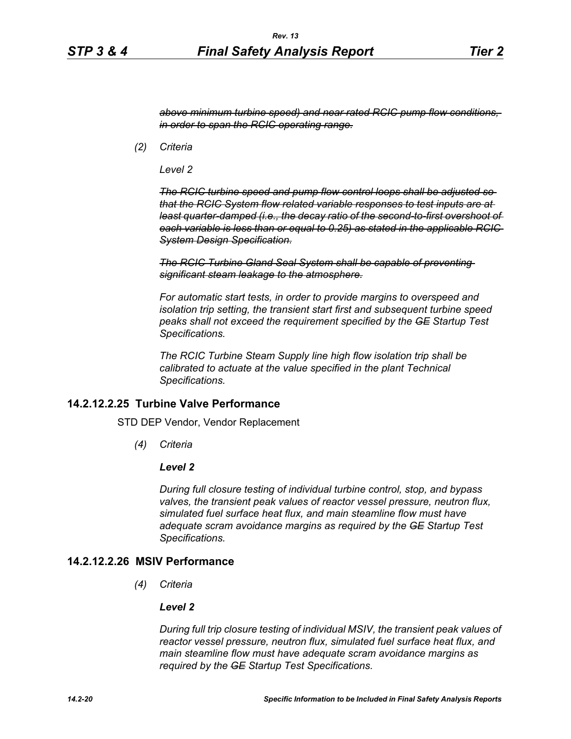*~~above minimum turbine speed) and near rated RCIC pump flow conditions, in order to span the RCIC operating range.~~*

*(2) Criteria*

*Level 2*

*~~The RCIC turbine speed and pump flow control loops shall be adjusted so that the RCIC System flow related variable responses to test inputs are at least quarter-damped (i.e., the decay ratio of the second-to-first overshoot of each variable is less than or equal to 0.25) as stated in the applicable RCIC System Design Specification.~~*

*~~The RCIC Turbine Gland Seal System shall be capable of preventing significant steam leakage to the atmosphere.~~*

*For automatic start tests, in order to provide margins to overspeed and isolation trip setting, the transient start first and subsequent turbine speed peaks shall not exceed the requirement specified by the ~~GE~~ Startup Test Specifications.*

*The RCIC Turbine Steam Supply line high flow isolation trip shall be calibrated to actuate at the value specified in the plant Technical Specifications.*

## 14.2.12.2.25 Turbine Valve Performance

STD DEP Vendor, Vendor Replacement

*(4) Criteria*

***Level 2***

*During full closure testing of individual turbine control, stop, and bypass valves, the transient peak values of reactor vessel pressure, neutron flux, simulated fuel surface heat flux, and main steamline flow must have adequate scram avoidance margins as required by the ~~GE~~ Startup Test Specifications.*

## 14.2.12.2.26 MSIV Performance

*(4) Criteria*

***Level 2***

*During full trip closure testing of individual MSIV, the transient peak values of reactor vessel pressure, neutron flux, simulated fuel surface heat flux, and main steamline flow must have adequate scram avoidance margins as required by the ~~GE~~ Startup Test Specifications.*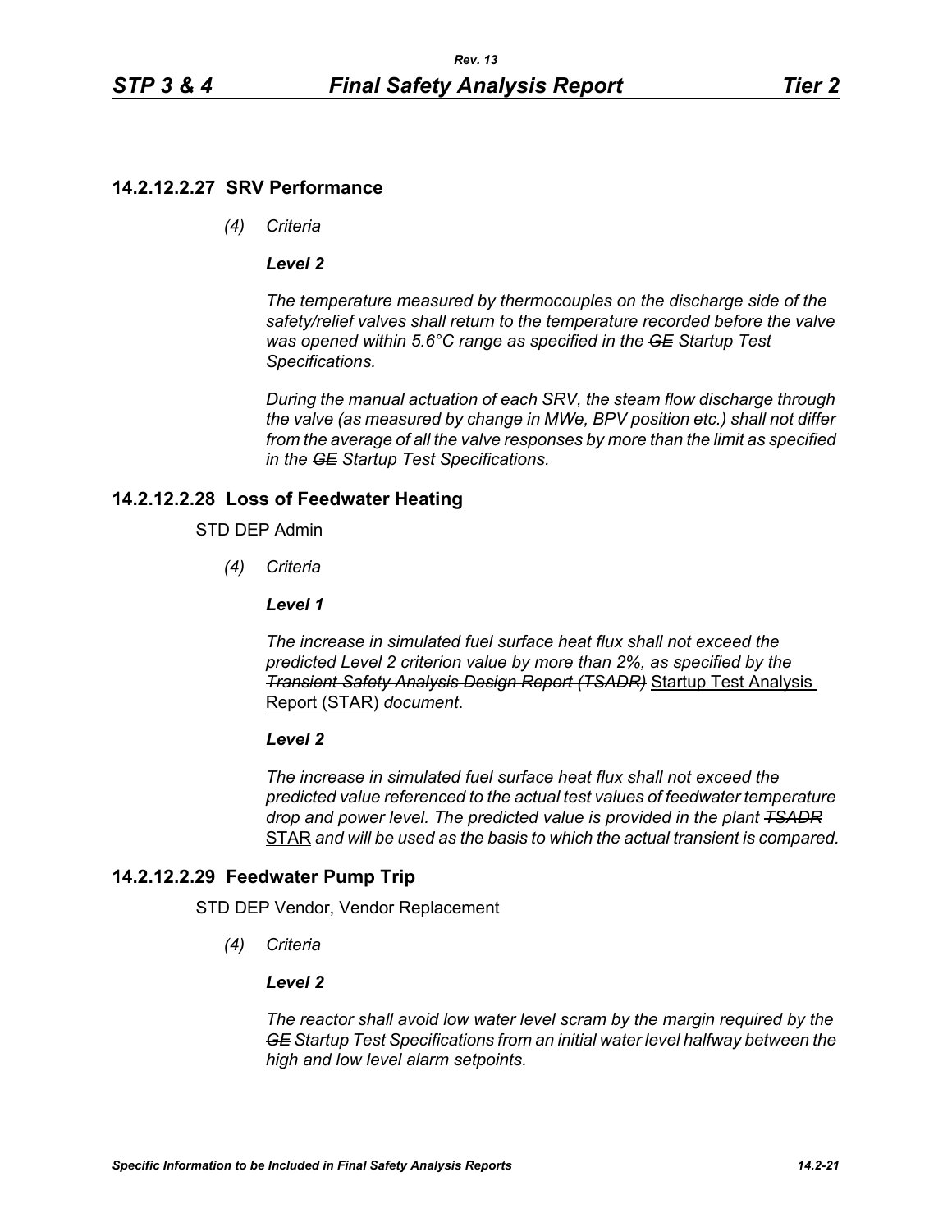## 14.2.12.2.27 SRV Performance

*(4) Criteria*

***Level 2***

*The temperature measured by thermocouples on the discharge side of the safety/relief valves shall return to the temperature recorded before the valve was opened within 5.6°C range as specified in the ~~GE~~ Startup Test Specifications.*

*During the manual actuation of each SRV, the steam flow discharge through the valve (as measured by change in MWe, BPV position etc.) shall not differ from the average of all the valve responses by more than the limit as specified in the ~~GE~~ Startup Test Specifications.*

## 14.2.12.2.28 Loss of Feedwater Heating

STD DEP Admin

*(4) Criteria*

***Level 1***

*The increase in simulated fuel surface heat flux shall not exceed the predicted Level 2 criterion value by more than 2%, as specified by the ~~Transient Safety Analysis Design Report (TSADR)~~* <u>Startup Test Analysis Report (STAR)</u> *document*.

***Level 2***

*The increase in simulated fuel surface heat flux shall not exceed the predicted value referenced to the actual test values of feedwater temperature drop and power level. The predicted value is provided in the plant ~~TSADR~~* <u>STAR</u> *and will be used as the basis to which the actual transient is compared.*

## 14.2.12.2.29 Feedwater Pump Trip

STD DEP Vendor, Vendor Replacement

*(4) Criteria*

***Level 2***

*The reactor shall avoid low water level scram by the margin required by the ~~GE~~ Startup Test Specifications from an initial water level halfway between the high and low level alarm setpoints.*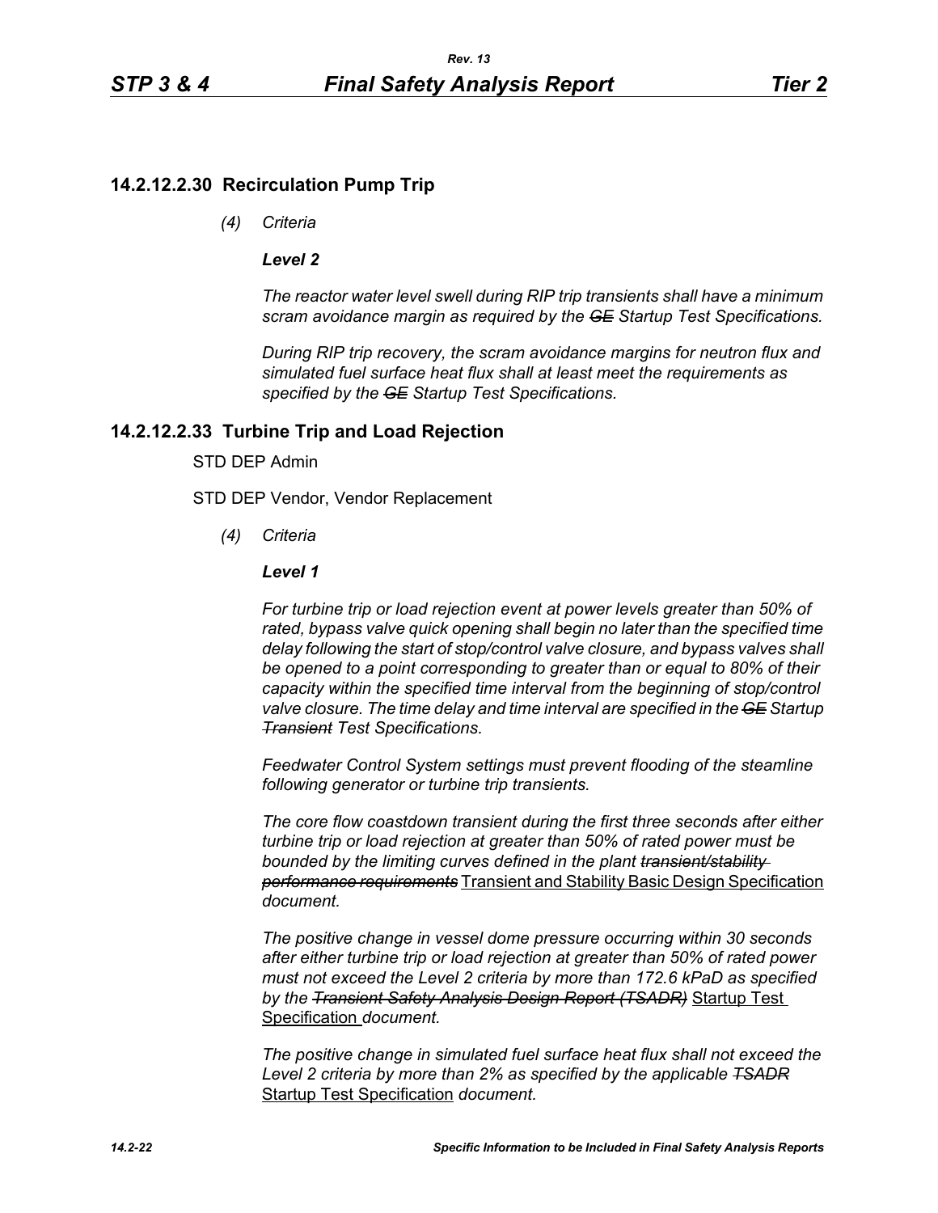## 14.2.12.2.30 Recirculation Pump Trip

*(4) Criteria*

***Level 2***

*The reactor water level swell during RIP trip transients shall have a minimum scram avoidance margin as required by the ~~GE~~ Startup Test Specifications.*

*During RIP trip recovery, the scram avoidance margins for neutron flux and simulated fuel surface heat flux shall at least meet the requirements as specified by the ~~GE~~ Startup Test Specifications.*

## 14.2.12.2.33 Turbine Trip and Load Rejection

STD DEP Admin

STD DEP Vendor, Vendor Replacement

*(4) Criteria*

***Level 1***

*For turbine trip or load rejection event at power levels greater than 50% of rated, bypass valve quick opening shall begin no later than the specified time delay following the start of stop/control valve closure, and bypass valves shall be opened to a point corresponding to greater than or equal to 80% of their capacity within the specified time interval from the beginning of stop/control valve closure. The time delay and time interval are specified in the ~~GE~~ Startup ~~Transient~~ Test Specifications.*

*Feedwater Control System settings must prevent flooding of the steamline following generator or turbine trip transients.*

*The core flow coastdown transient during the first three seconds after either turbine trip or load rejection at greater than 50% of rated power must be bounded by the limiting curves defined in the plant ~~transient/stability performance requirements~~* <u>Transient and Stability Basic Design Specification</u> *document.*

*The positive change in vessel dome pressure occurring within 30 seconds after either turbine trip or load rejection at greater than 50% of rated power must not exceed the Level 2 criteria by more than 172.6 kPaD as specified by the ~~Transient Safety Analysis Design Report (TSADR)~~* <u>Startup Test Specification</u> *document.*

*The positive change in simulated fuel surface heat flux shall not exceed the Level 2 criteria by more than 2% as specified by the applicable ~~TSADR~~* <u>Startup Test Specification</u> *document.*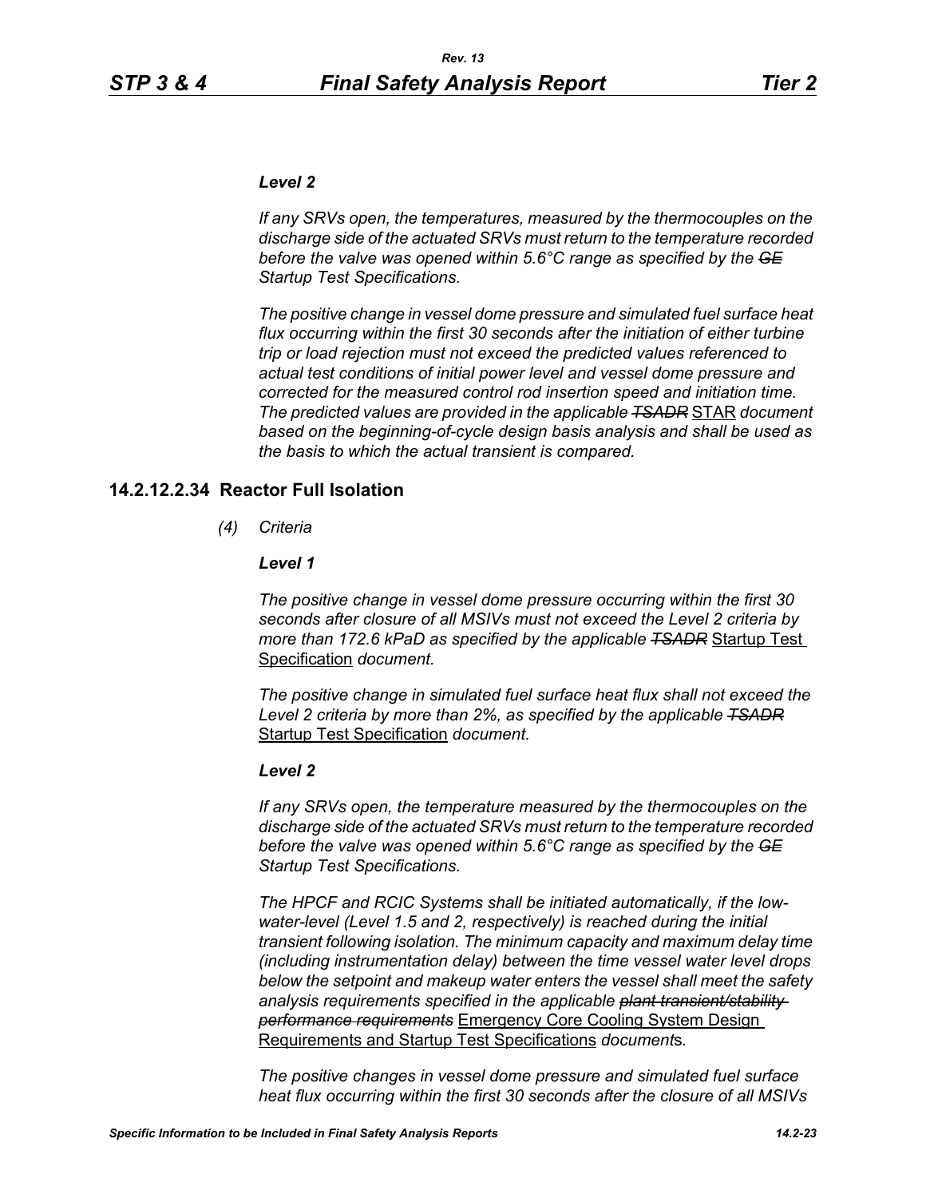***Level 2***

*If any SRVs open, the temperatures, measured by the thermocouples on the discharge side of the actuated SRVs must return to the temperature recorded before the valve was opened within 5.6°C range as specified by the ~~GE~~ Startup Test Specifications.*

*The positive change in vessel dome pressure and simulated fuel surface heat flux occurring within the first 30 seconds after the initiation of either turbine trip or load rejection must not exceed the predicted values referenced to actual test conditions of initial power level and vessel dome pressure and corrected for the measured control rod insertion speed and initiation time. The predicted values are provided in the applicable ~~TSADR~~* STAR *document based on the beginning-of-cycle design basis analysis and shall be used as the basis to which the actual transient is compared.*

## 14.2.12.2.34 Reactor Full Isolation

*(4) Criteria*

***Level 1***

*The positive change in vessel dome pressure occurring within the first 30 seconds after closure of all MSIVs must not exceed the Level 2 criteria by more than 172.6 kPaD as specified by the applicable ~~TSADR~~* Startup Test Specification *document.*

*The positive change in simulated fuel surface heat flux shall not exceed the Level 2 criteria by more than 2%, as specified by the applicable ~~TSADR~~* Startup Test Specification *document.*

***Level 2***

*If any SRVs open, the temperature measured by the thermocouples on the discharge side of the actuated SRVs must return to the temperature recorded before the valve was opened within 5.6°C range as specified by the ~~GE~~ Startup Test Specifications.*

*The HPCF and RCIC Systems shall be initiated automatically, if the low-water-level (Level 1.5 and 2, respectively) is reached during the initial transient following isolation. The minimum capacity and maximum delay time (including instrumentation delay) between the time vessel water level drops below the setpoint and makeup water enters the vessel shall meet the safety analysis requirements specified in the applicable ~~plant transient/stability performance requirements~~* Emergency Core Cooling System Design Requirements and Startup Test Specifications *document*s*.*

*The positive changes in vessel dome pressure and simulated fuel surface heat flux occurring within the first 30 seconds after the closure of all MSIVs*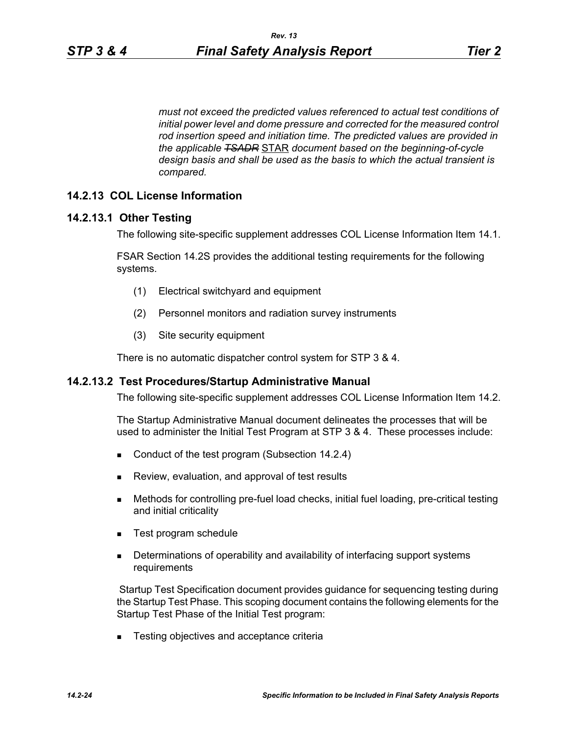*must not exceed the predicted values referenced to actual test conditions of initial power level and dome pressure and corrected for the measured control rod insertion speed and initiation time. The predicted values are provided in the applicable ~~TSADR~~* STAR *document based on the beginning-of-cycle design basis and shall be used as the basis to which the actual transient is compared.*

### 14.2.13 COL License Information

#### 14.2.13.1 Other Testing

The following site-specific supplement addresses COL License Information Item 14.1.

FSAR Section 14.2S provides the additional testing requirements for the following systems.

(1) Electrical switchyard and equipment

(2) Personnel monitors and radiation survey instruments

(3) Site security equipment

There is no automatic dispatcher control system for STP 3 & 4.

#### 14.2.13.2 Test Procedures/Startup Administrative Manual

The following site-specific supplement addresses COL License Information Item 14.2.

The Startup Administrative Manual document delineates the processes that will be used to administer the Initial Test Program at STP 3 & 4. These processes include:

- Conduct of the test program (Subsection 14.2.4)
- Review, evaluation, and approval of test results
- Methods for controlling pre-fuel load checks, initial fuel loading, pre-critical testing and initial criticality
- Test program schedule
- Determinations of operability and availability of interfacing support systems requirements

Startup Test Specification document provides guidance for sequencing testing during the Startup Test Phase. This scoping document contains the following elements for the Startup Test Phase of the Initial Test program:

- Testing objectives and acceptance criteria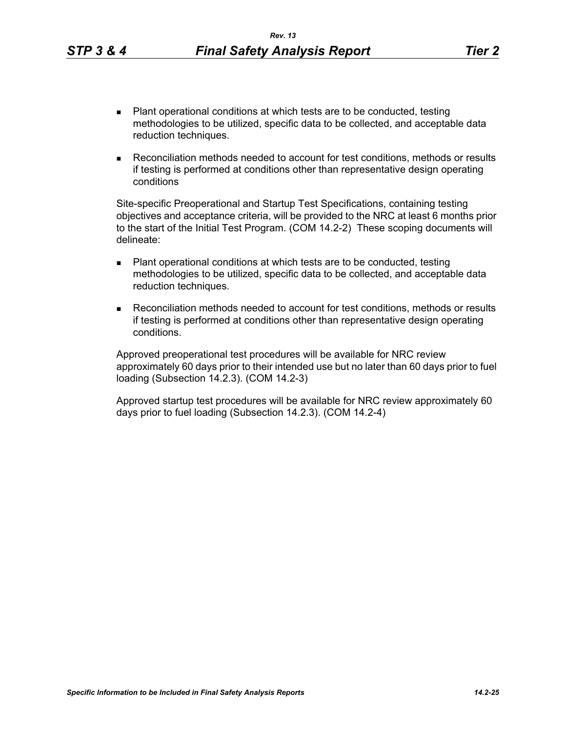- Plant operational conditions at which tests are to be conducted, testing methodologies to be utilized, specific data to be collected, and acceptable data reduction techniques.
- Reconciliation methods needed to account for test conditions, methods or results if testing is performed at conditions other than representative design operating conditions

Site-specific Preoperational and Startup Test Specifications, containing testing objectives and acceptance criteria, will be provided to the NRC at least 6 months prior to the start of the Initial Test Program. (COM 14.2-2) These scoping documents will delineate:

- Plant operational conditions at which tests are to be conducted, testing methodologies to be utilized, specific data to be collected, and acceptable data reduction techniques.
- Reconciliation methods needed to account for test conditions, methods or results if testing is performed at conditions other than representative design operating conditions.

Approved preoperational test procedures will be available for NRC review approximately 60 days prior to their intended use but no later than 60 days prior to fuel loading (Subsection 14.2.3). (COM 14.2-3)

Approved startup test procedures will be available for NRC review approximately 60 days prior to fuel loading (Subsection 14.2.3). (COM 14.2-4)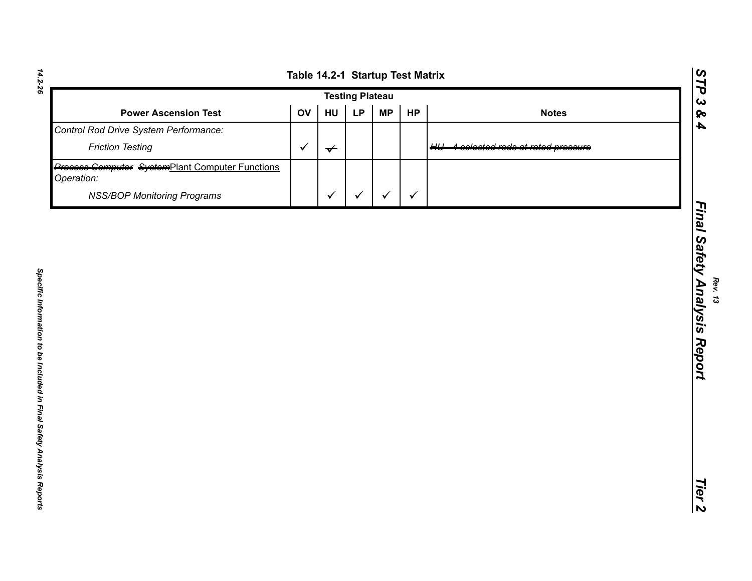Table 14.2-1 Startup Test Matrix

| Power Ascension Test | Testing Plateau | | | | | Notes |
|---|---|---|---|---|---|---|
| | OV | HU | LP | MP | HP | |
| *Control Rod Drive System Performance:* | | | | | | |
| *Friction Testing* | ✓ | ~~✓~~ | | | | ~~*HU - 4 selected rods at rated pressure*~~ |
| ~~*Process Computer System*~~Plant Computer Functions *Operation:* | | | | | | |
| *NSS/BOP Monitoring Programs* | | ✓ | ✓ | ✓ | ✓ | |